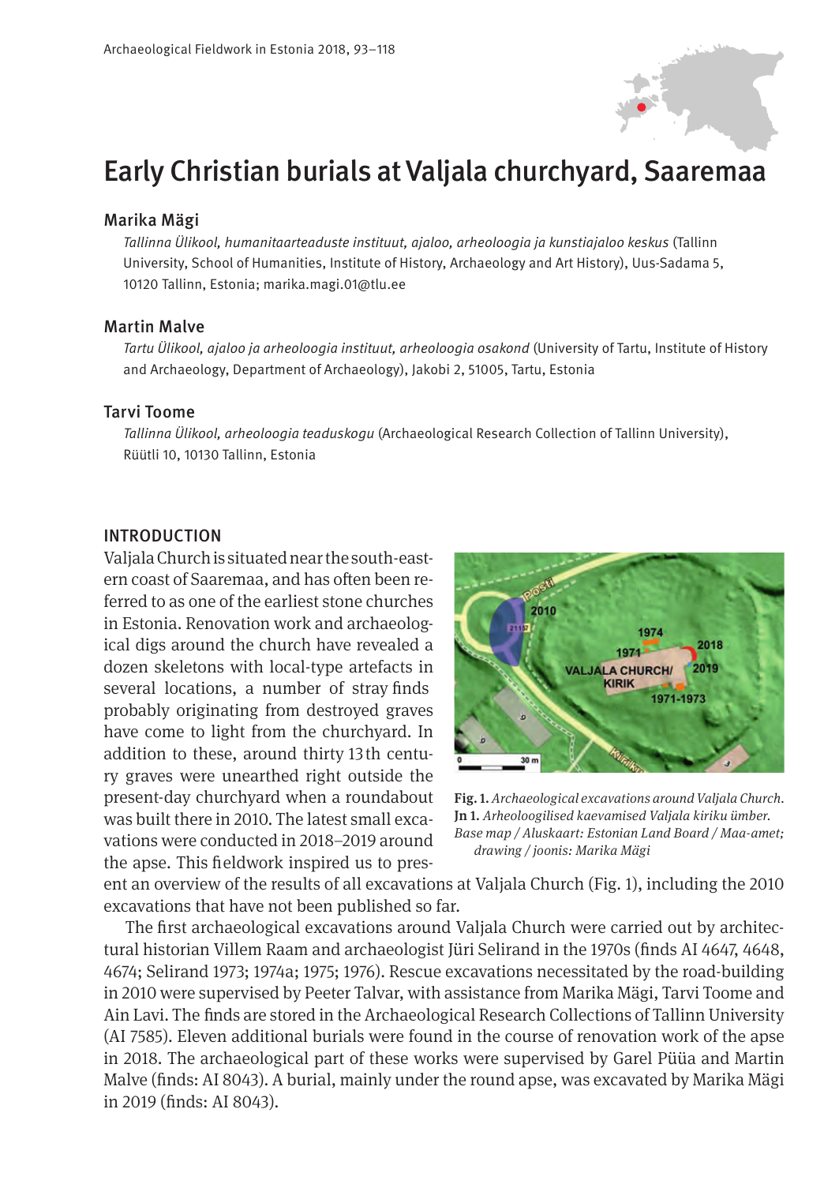# Early Christian burials at Valjala churchyard, Saaremaa

## Marika Mägi

*Tallinna Ülikool, humanitaarteaduste instituut, ajaloo, arheoloogia ja kunstiajaloo keskus* (Tallinn University, School of Humanities, Institute of History, Archaeology and Art History), Uus-Sadama 5, 10120 Tallinn, Estonia; marika.magi.01@tlu.ee

## Martin Malve

*Tartu Ülikool, ajaloo ja arheoloogia instituut, arheoloogia osakond* (University of Tartu, Institute of History and Archaeology, Department of Archaeology), Jakobi 2, 51005, Tartu, Estonia

## Tarvi Toome

*Tallinna Ülikool, arheoloogia teaduskogu* (Archaeological Research Collection of Tallinn University), Rüütli 10, 10130 Tallinn, Estonia

## INTRODUCTION

Valjala Church is situated near the south-eastern coast of Saaremaa, and has often been referred to as one of the earliest stone churches in Estonia. Renovation work and archaeological digs around the church have revealed a dozen skeletons with local-type artefacts in several locations, a number of stray finds probably originating from destroyed graves have come to light from the churchyard. In addition to these, around thirty 13th century graves were unearthed right outside the present-day churchyard when a roundabout was built there in 2010. The latest small excavations were conducted in 2018–2019 around the apse. This fieldwork inspired us to present an overview of the results of all excavations at Valjala Church (Fig. 1), including the 2010 excavations that have not been published so far.

**Fig. 1.** *Archaeological excavations around Valjala Church.*
**Jn 1.** *Arheoloogilised kaevamised Valjala kiriku ümber.*
*Base map / Aluskaart: Estonian Land Board / Maa-amet; drawing / joonis: Marika Mägi*

The first archaeological excavations around Valjala Church were carried out by architectural historian Villem Raam and archaeologist Jüri Selirand in the 1970s (finds AI 4647, 4648, 4674; Selirand 1973; 1974a; 1975; 1976). Rescue excavations necessitated by the road-building in 2010 were supervised by Peeter Talvar, with assistance from Marika Mägi, Tarvi Toome and Ain Lavi. The finds are stored in the Archaeological Research Collections of Tallinn University (AI 7585). Eleven additional burials were found in the course of renovation work of the apse in 2018. The archaeological part of these works were supervised by Garel Püüa and Martin Malve (finds: AI 8043). A burial, mainly under the round apse, was excavated by Marika Mägi in 2019 (finds: AI 8043).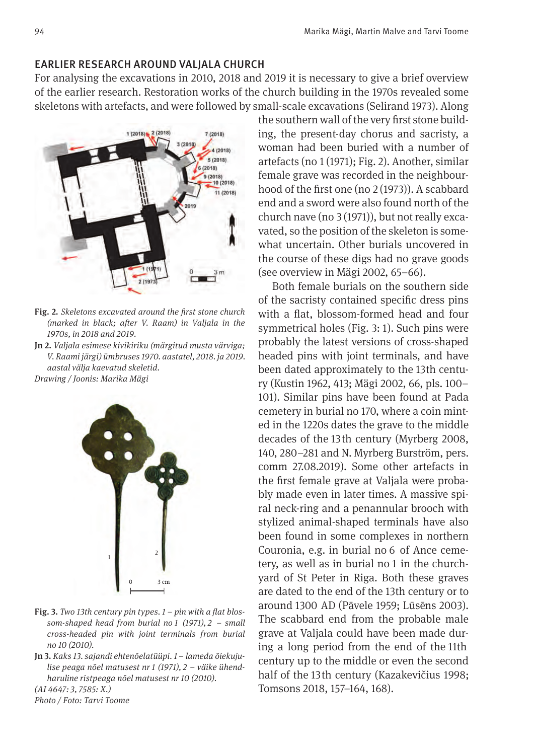## EARLIER RESEARCH AROUND VALJALA CHURCH

For analysing the excavations in 2010, 2018 and 2019 it is necessary to give a brief overview of the earlier research. Restoration works of the church building in the 1970s revealed some skeletons with artefacts, and were followed by small-scale excavations (Selirand 1973). Along the southern wall of the very first stone building, the present-day chorus and sacristy, a woman had been buried with a number of artefacts (no 1 (1971); Fig. 2). Another, similar female grave was recorded in the neighbourhood of the first one (no 2 (1973)). A scabbard end and a sword were also found north of the church nave (no 3 (1971)), but not really excavated, so the position of the skeleton is somewhat uncertain. Other burials uncovered in the course of these digs had no grave goods (see overview in Mägi 2002, 65–66).

**Fig. 2.** *Skeletons excavated around the first stone church (marked in black; after V. Raam) in Valjala in the 1970s, in 2018 and 2019.*

**Jn 2.** *Valjala esimese kivikiriku (märgitud musta värviga; V. Raami järgi) ümbruses 1970. aastatel, 2018. ja 2019. aastal välja kaevatud skeletid.*

*Drawing / Joonis: Marika Mägi*

Both female burials on the southern side of the sacristy contained specific dress pins with a flat, blossom-formed head and four symmetrical holes (Fig. 3: 1). Such pins were probably the latest versions of cross-shaped headed pins with joint terminals, and have been dated approximately to the 13th century (Kustin 1962, 413; Mägi 2002, 66, pls. 100–101). Similar pins have been found at Pada cemetery in burial no 170, where a coin minted in the 1220s dates the grave to the middle decades of the 13th century (Myrberg 2008, 140, 280–281 and N. Myrberg Burström, pers. comm 27.08.2019). Some other artefacts in the first female grave at Valjala were probably made even in later times. A massive spiral neck-ring and a penannular brooch with stylized animal-shaped terminals have also been found in some complexes in northern Couronia, e.g. in burial no 6 of Ance cemetery, as well as in burial no 1 in the churchyard of St Peter in Riga. Both these graves are dated to the end of the 13th century or to around 1300 AD (Pāvele 1959; Lūsēns 2003). The scabbard end from the probable male grave at Valjala could have been made during a long period from the end of the 11th century up to the middle or even the second half of the 13th century (Kazakevičius 1998; Tomsons 2018, 157–164, 168).

**Fig. 3.** *Two 13th century pin types. 1 – pin with a flat blossom-shaped head from burial no 1 (1971), 2 – small cross-headed pin with joint terminals from burial no 10 (2010).*

**Jn 3.** *Kaks 13. sajandi ehtenõelatüüpi. 1 – lameda õiekujulise peaga nõel matusest nr 1 (1971), 2 – väike ühendharuline ristpeaga nõel matusest nr 10 (2010).*

*(AI 4647: 3, 7585: X.)*

*Photo / Foto: Tarvi Toome*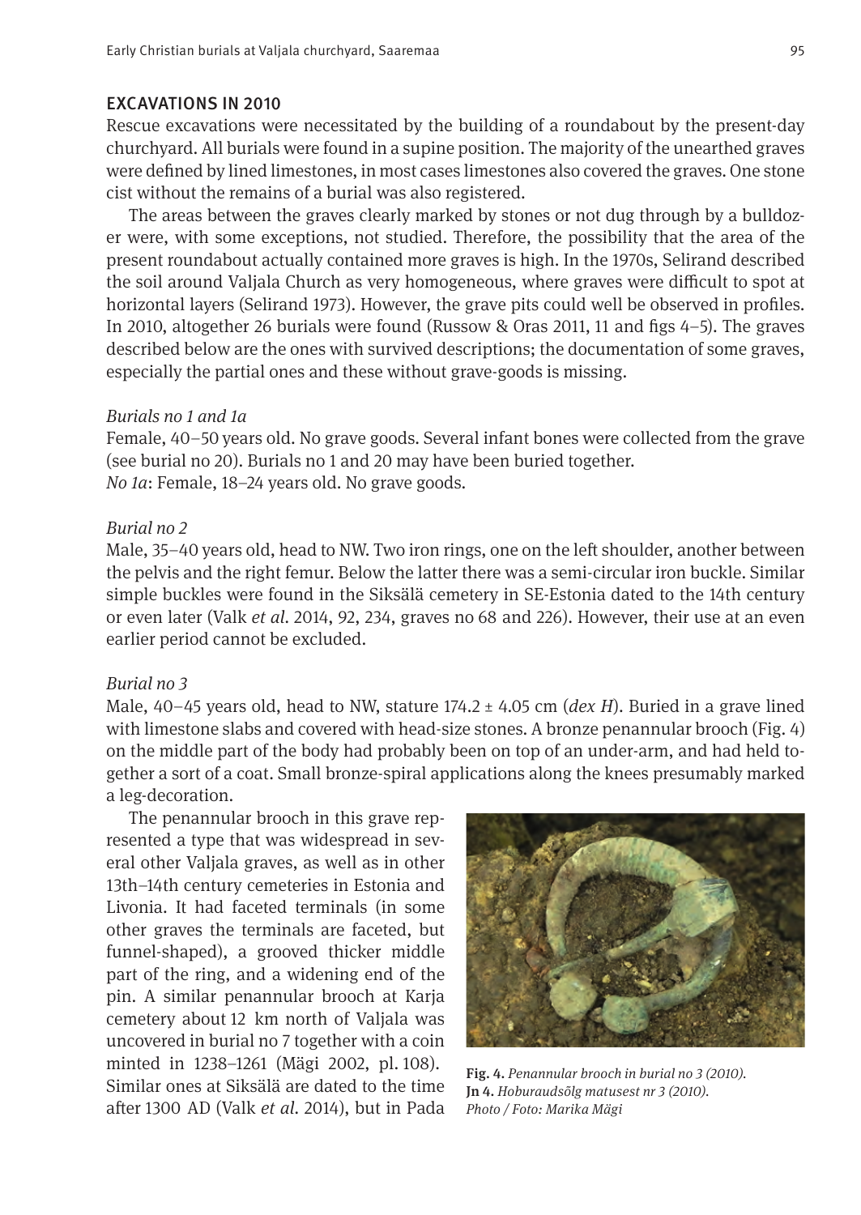## EXCAVATIONS IN 2010

Rescue excavations were necessitated by the building of a roundabout by the present-day churchyard. All burials were found in a supine position. The majority of the unearthed graves were defined by lined limestones, in most cases limestones also covered the graves. One stone cist without the remains of a burial was also registered.

The areas between the graves clearly marked by stones or not dug through by a bulldozer were, with some exceptions, not studied. Therefore, the possibility that the area of the present roundabout actually contained more graves is high. In the 1970s, Selirand described the soil around Valjala Church as very homogeneous, where graves were difficult to spot at horizontal layers (Selirand 1973). However, the grave pits could well be observed in profiles. In 2010, altogether 26 burials were found (Russow & Oras 2011, 11 and figs 4–5). The graves described below are the ones with survived descriptions; the documentation of some graves, especially the partial ones and these without grave-goods is missing.

*Burials no 1 and 1a*

Female, 40–50 years old. No grave goods. Several infant bones were collected from the grave (see burial no 20). Burials no 1 and 20 may have been buried together.
*No 1a*: Female, 18–24 years old. No grave goods.

*Burial no 2*

Male, 35–40 years old, head to NW. Two iron rings, one on the left shoulder, another between the pelvis and the right femur. Below the latter there was a semi-circular iron buckle. Similar simple buckles were found in the Siksälä cemetery in SE-Estonia dated to the 14th century or even later (Valk *et al*. 2014, 92, 234, graves no 68 and 226). However, their use at an even earlier period cannot be excluded.

*Burial no 3*

Male, 40–45 years old, head to NW, stature 174.2 ± 4.05 cm (*dex H*). Buried in a grave lined with limestone slabs and covered with head-size stones. A bronze penannular brooch (Fig. 4) on the middle part of the body had probably been on top of an under-arm, and had held together a sort of a coat. Small bronze-spiral applications along the knees presumably marked a leg-decoration.

The penannular brooch in this grave represented a type that was widespread in several other Valjala graves, as well as in other 13th–14th century cemeteries in Estonia and Livonia. It had faceted terminals (in some other graves the terminals are faceted, but funnel-shaped), a grooved thicker middle part of the ring, and a widening end of the pin. A similar penannular brooch at Karja cemetery about 12 km north of Valjala was uncovered in burial no 7 together with a coin minted in 1238–1261 (Mägi 2002, pl. 108). Similar ones at Siksälä are dated to the time after 1300 AD (Valk *et al*. 2014), but in Pada

**Fig. 4.** *Penannular brooch in burial no 3 (2010).*
**Jn 4.** *Hoburaudsõlg matusest nr 3 (2010).*
*Photo / Foto: Marika Mägi*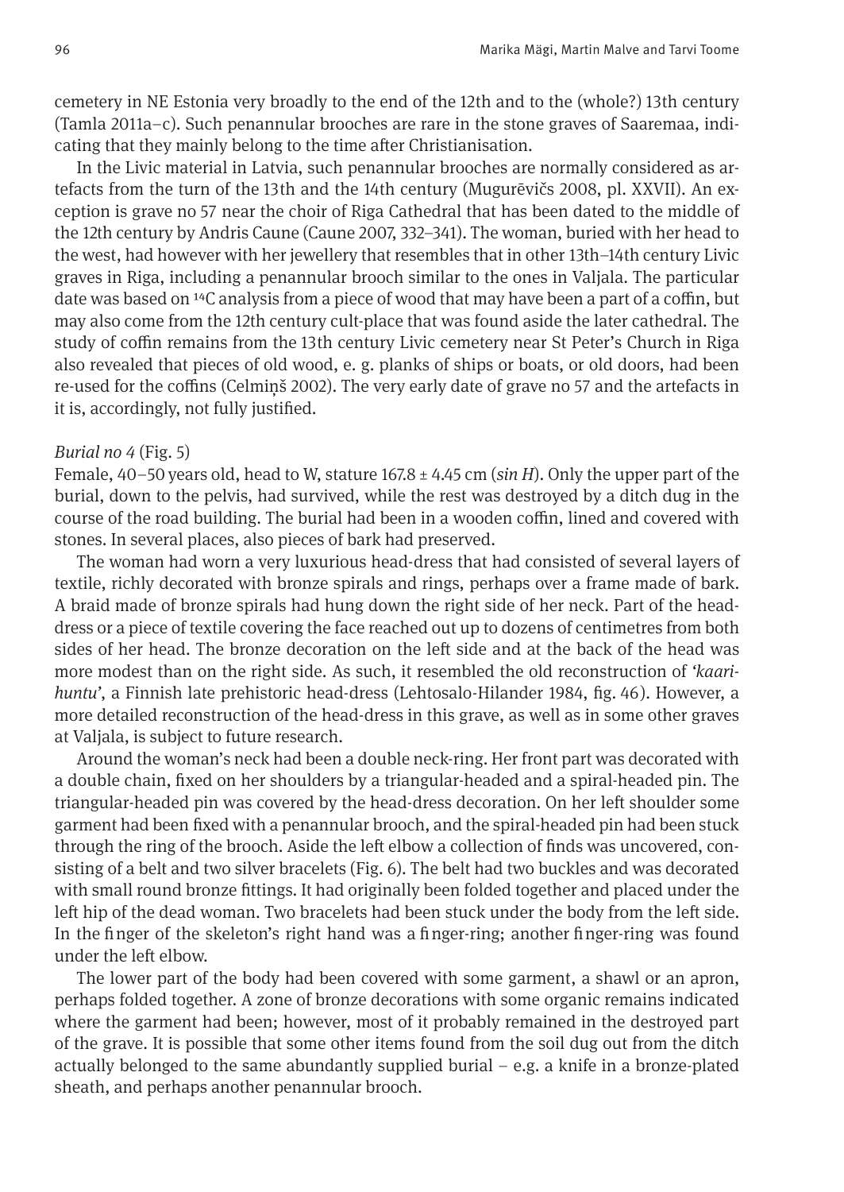cemetery in NE Estonia very broadly to the end of the 12th and to the (whole?) 13th century (Tamla 2011a–c). Such penannular brooches are rare in the stone graves of Saaremaa, indicating that they mainly belong to the time after Christianisation.

In the Livic material in Latvia, such penannular brooches are normally considered as artefacts from the turn of the 13th and the 14th century (Mugurēvičs 2008, pl. XXVII). An exception is grave no 57 near the choir of Riga Cathedral that has been dated to the middle of the 12th century by Andris Caune (Caune 2007, 332–341). The woman, buried with her head to the west, had however with her jewellery that resembles that in other 13th–14th century Livic graves in Riga, including a penannular brooch similar to the ones in Valjala. The particular date was based on $^{14}$C analysis from a piece of wood that may have been a part of a coffin, but may also come from the 12th century cult-place that was found aside the later cathedral. The study of coffin remains from the 13th century Livic cemetery near St Peter's Church in Riga also revealed that pieces of old wood, e. g. planks of ships or boats, or old doors, had been re-used for the coffins (Celmiņš 2002). The very early date of grave no 57 and the artefacts in it is, accordingly, not fully justified.

*Burial no 4* (Fig. 5)

Female, 40–50 years old, head to W, stature 167.8 ± 4.45 cm (*sin H*). Only the upper part of the burial, down to the pelvis, had survived, while the rest was destroyed by a ditch dug in the course of the road building. The burial had been in a wooden coffin, lined and covered with stones. In several places, also pieces of bark had preserved.

The woman had worn a very luxurious head-dress that had consisted of several layers of textile, richly decorated with bronze spirals and rings, perhaps over a frame made of bark. A braid made of bronze spirals had hung down the right side of her neck. Part of the head-dress or a piece of textile covering the face reached out up to dozens of centimetres from both sides of her head. The bronze decoration on the left side and at the back of the head was more modest than on the right side. As such, it resembled the old reconstruction of *'kaari-huntu'*, a Finnish late prehistoric head-dress (Lehtosalo-Hilander 1984, fig. 46). However, a more detailed reconstruction of the head-dress in this grave, as well as in some other graves at Valjala, is subject to future research.

Around the woman's neck had been a double neck-ring. Her front part was decorated with a double chain, fixed on her shoulders by a triangular-headed and a spiral-headed pin. The triangular-headed pin was covered by the head-dress decoration. On her left shoulder some garment had been fixed with a penannular brooch, and the spiral-headed pin had been stuck through the ring of the brooch. Aside the left elbow a collection of finds was uncovered, consisting of a belt and two silver bracelets (Fig. 6). The belt had two buckles and was decorated with small round bronze fittings. It had originally been folded together and placed under the left hip of the dead woman. Two bracelets had been stuck under the body from the left side. In the finger of the skeleton's right hand was a finger-ring; another finger-ring was found under the left elbow.

The lower part of the body had been covered with some garment, a shawl or an apron, perhaps folded together. A zone of bronze decorations with some organic remains indicated where the garment had been; however, most of it probably remained in the destroyed part of the grave. It is possible that some other items found from the soil dug out from the ditch actually belonged to the same abundantly supplied burial – e.g. a knife in a bronze-plated sheath, and perhaps another penannular brooch.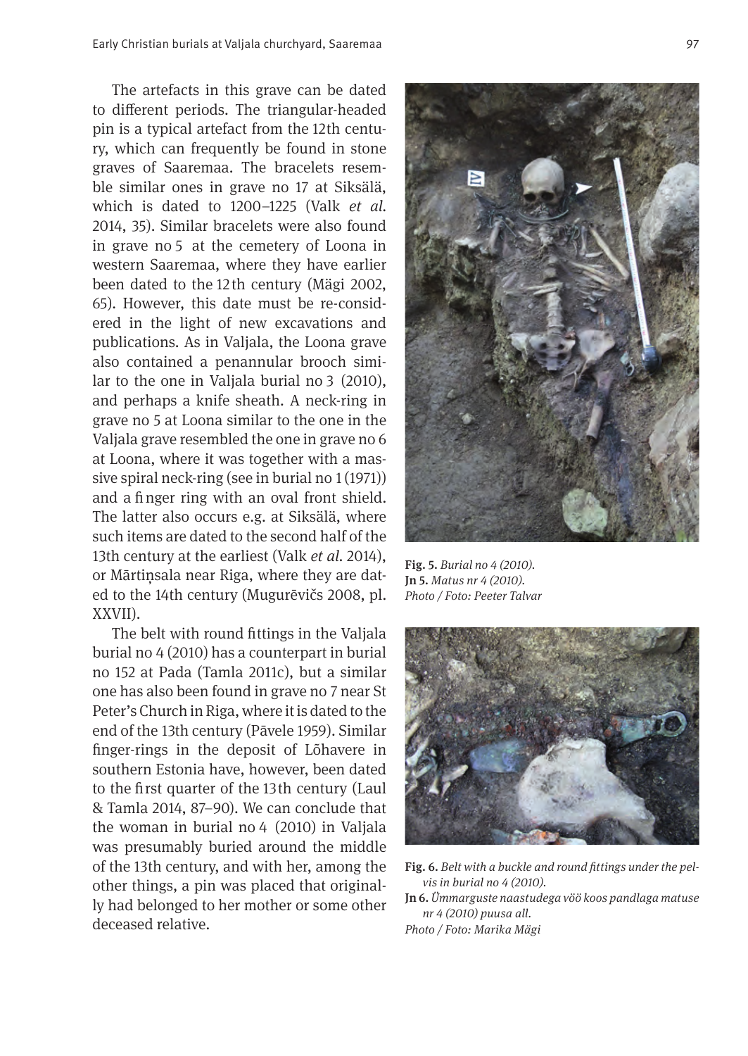The artefacts in this grave can be dated to different periods. The triangular-headed pin is a typical artefact from the 12th century, which can frequently be found in stone graves of Saaremaa. The bracelets resemble similar ones in grave no 17 at Siksälä, which is dated to 1200–1225 (Valk *et al.* 2014, 35). Similar bracelets were also found in grave no 5 at the cemetery of Loona in western Saaremaa, where they have earlier been dated to the 12th century (Mägi 2002, 65). However, this date must be re-considered in the light of new excavations and publications. As in Valjala, the Loona grave also contained a penannular brooch similar to the one in Valjala burial no 3 (2010), and perhaps a knife sheath. A neck-ring in grave no 5 at Loona similar to the one in the Valjala grave resembled the one in grave no 6 at Loona, where it was together with a massive spiral neck-ring (see in burial no 1 (1971)) and a finger ring with an oval front shield. The latter also occurs e.g. at Siksälä, where such items are dated to the second half of the 13th century at the earliest (Valk *et al.* 2014), or Mārtiņsala near Riga, where they are dated to the 14th century (Mugurēvičs 2008, pl. XXVII).

The belt with round fittings in the Valjala burial no 4 (2010) has a counterpart in burial no 152 at Pada (Tamla 2011c), but a similar one has also been found in grave no 7 near St Peter's Church in Riga, where it is dated to the end of the 13th century (Pāvele 1959). Similar finger-rings in the deposit of Lõhavere in southern Estonia have, however, been dated to the first quarter of the 13th century (Laul & Tamla 2014, 87–90). We can conclude that the woman in burial no 4 (2010) in Valjala was presumably buried around the middle of the 13th century, and with her, among the other things, a pin was placed that originally had belonged to her mother or some other deceased relative.

**Fig. 5.** *Burial no 4 (2010).*
**Jn 5.** *Matus nr 4 (2010).*
*Photo / Foto: Peeter Talvar*

**Fig. 6.** *Belt with a buckle and round fittings under the pelvis in burial no 4 (2010).*
**Jn 6.** *Ümmarguste naastudega vöö koos pandlaga matuse nr 4 (2010) puusa all.*
*Photo / Foto: Marika Mägi*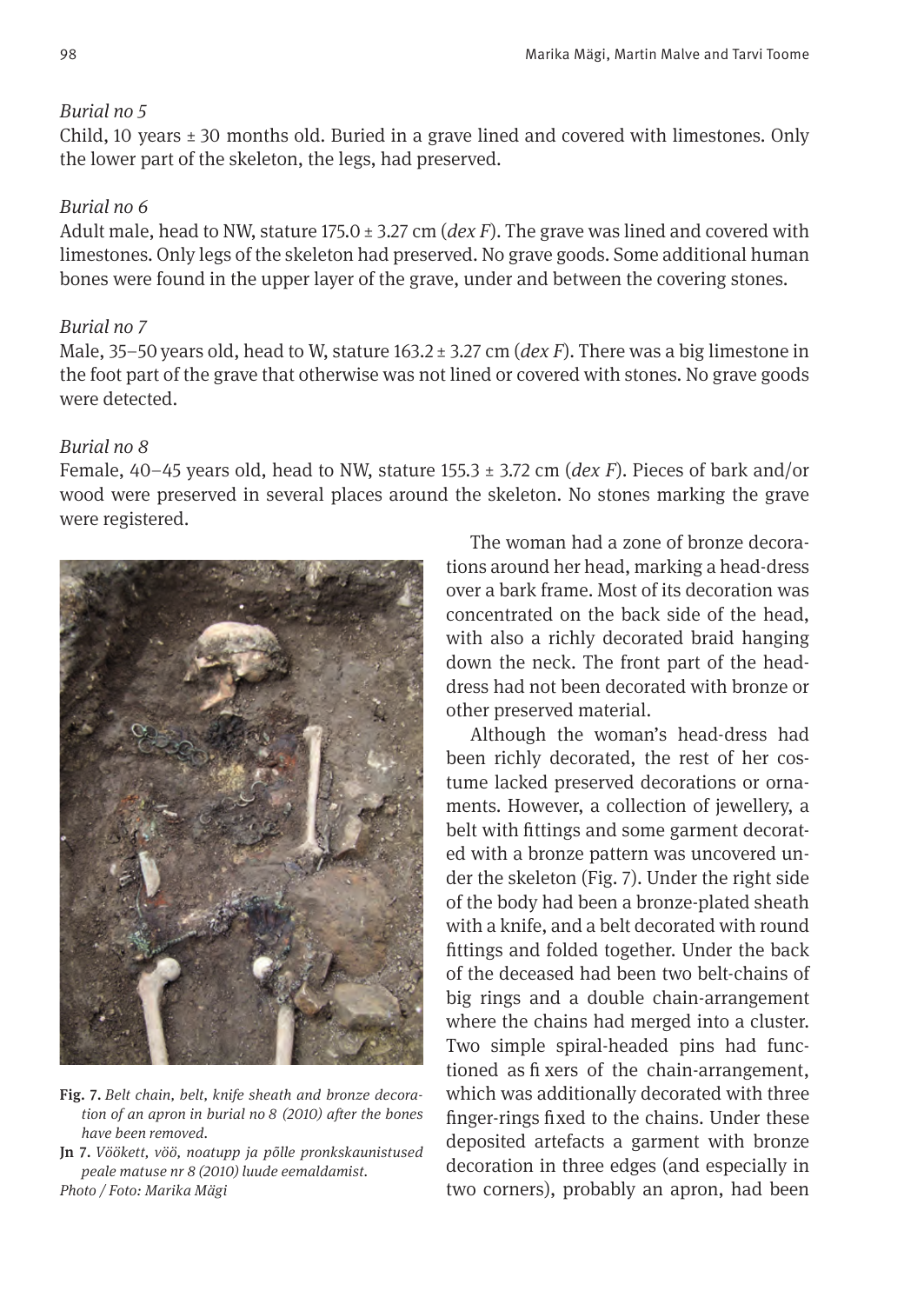*Burial no 5*

Child, 10 years ± 30 months old. Buried in a grave lined and covered with limestones. Only the lower part of the skeleton, the legs, had preserved.

*Burial no 6*

Adult male, head to NW, stature 175.0 ± 3.27 cm (*dex F*). The grave was lined and covered with limestones. Only legs of the skeleton had preserved. No grave goods. Some additional human bones were found in the upper layer of the grave, under and between the covering stones.

*Burial no 7*

Male, 35–50 years old, head to W, stature 163.2 ± 3.27 cm (*dex F*). There was a big limestone in the foot part of the grave that otherwise was not lined or covered with stones. No grave goods were detected.

*Burial no 8*

Female, 40–45 years old, head to NW, stature 155.3 ± 3.72 cm (*dex F*). Pieces of bark and/or wood were preserved in several places around the skeleton. No stones marking the grave were registered.

**Fig. 7.** *Belt chain, belt, knife sheath and bronze decoration of an apron in burial no 8 (2010) after the bones have been removed.*

**Jn 7.** *Vöökett, vöö, noatupp ja põlle pronkskaunistused peale matuse nr 8 (2010) luude eemaldamist.*

*Photo / Foto: Marika Mägi*

The woman had a zone of bronze decorations around her head, marking a head-dress over a bark frame. Most of its decoration was concentrated on the back side of the head, with also a richly decorated braid hanging down the neck. The front part of the head-dress had not been decorated with bronze or other preserved material.

Although the woman's head-dress had been richly decorated, the rest of her costume lacked preserved decorations or ornaments. However, a collection of jewellery, a belt with fittings and some garment decorated with a bronze pattern was uncovered under the skeleton (Fig. 7). Under the right side of the body had been a bronze-plated sheath with a knife, and a belt decorated with round fittings and folded together. Under the back of the deceased had been two belt-chains of big rings and a double chain-arrangement where the chains had merged into a cluster. Two simple spiral-headed pins had functioned as fixers of the chain-arrangement, which was additionally decorated with three finger-rings fixed to the chains. Under these deposited artefacts a garment with bronze decoration in three edges (and especially in two corners), probably an apron, had been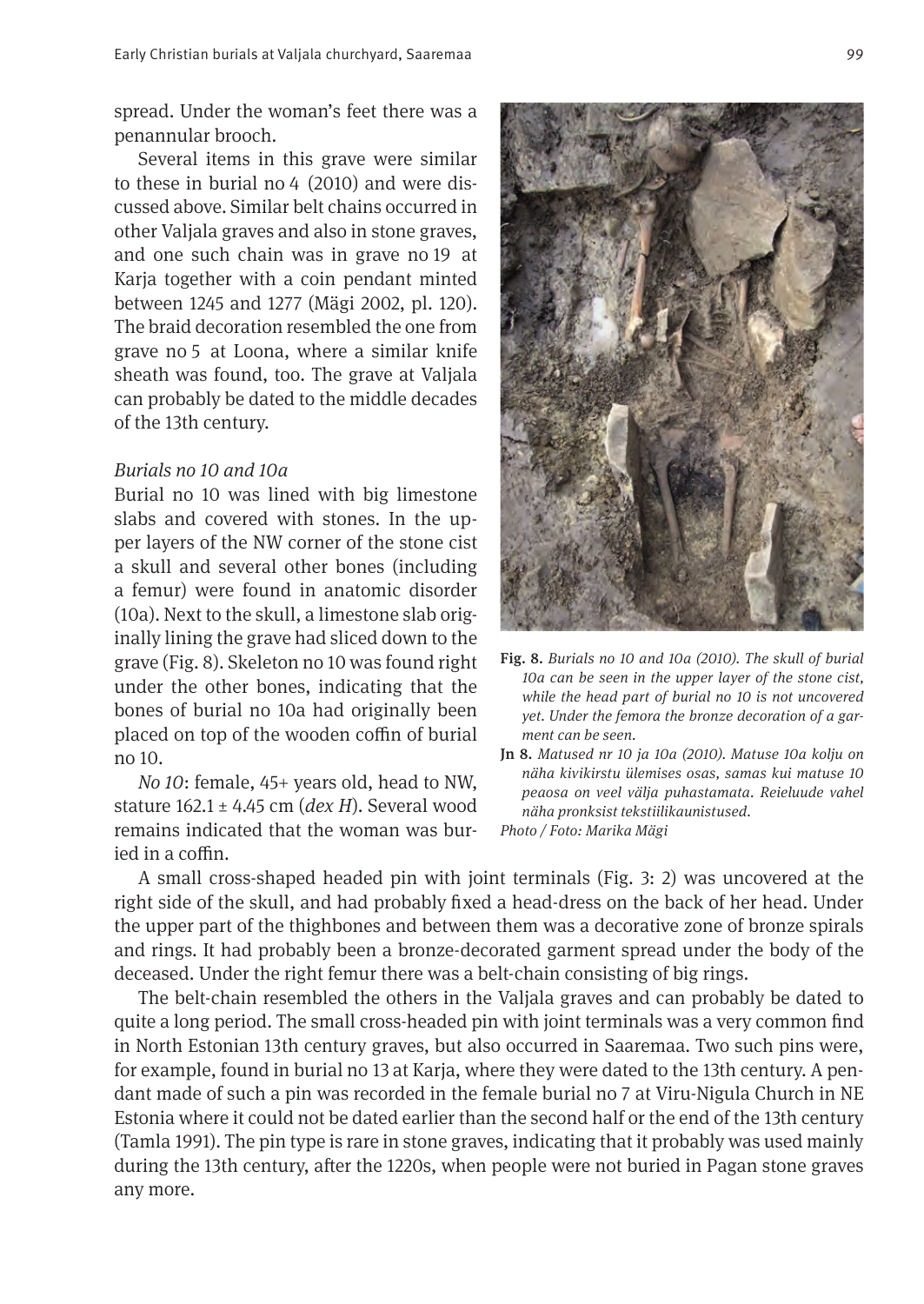spread. Under the woman's feet there was a penannular brooch.

Several items in this grave were similar to these in burial no 4 (2010) and were discussed above. Similar belt chains occurred in other Valjala graves and also in stone graves, and one such chain was in grave no 19 at Karja together with a coin pendant minted between 1245 and 1277 (Mägi 2002, pl. 120). The braid decoration resembled the one from grave no 5 at Loona, where a similar knife sheath was found, too. The grave at Valjala can probably be dated to the middle decades of the 13th century.

*Burials no 10 and 10a*

Burial no 10 was lined with big limestone slabs and covered with stones. In the upper layers of the NW corner of the stone cist a skull and several other bones (including a femur) were found in anatomic disorder (10a). Next to the skull, a limestone slab originally lining the grave had sliced down to the grave (Fig. 8). Skeleton no 10 was found right under the other bones, indicating that the bones of burial no 10a had originally been placed on top of the wooden coffin of burial no 10.

*No 10*: female, 45+ years old, head to NW, stature 162.1 ± 4.45 cm (*dex H*). Several wood remains indicated that the woman was buried in a coffin.

**Fig. 8.** *Burials no 10 and 10a (2010). The skull of burial 10a can be seen in the upper layer of the stone cist, while the head part of burial no 10 is not uncovered yet. Under the femora the bronze decoration of a garment can be seen.*

**Jn 8.** *Matused nr 10 ja 10a (2010). Matuse 10a kolju on näha kivikirstu ülemises osas, samas kui matuse 10 peaosa on veel välja puhastamata. Reieluude vahel näha pronksist tekstiilikaunistused.*

*Photo / Foto: Marika Mägi*

A small cross-shaped headed pin with joint terminals (Fig. 3: 2) was uncovered at the right side of the skull, and had probably fixed a head-dress on the back of her head. Under the upper part of the thighbones and between them was a decorative zone of bronze spirals and rings. It had probably been a bronze-decorated garment spread under the body of the deceased. Under the right femur there was a belt-chain consisting of big rings.

The belt-chain resembled the others in the Valjala graves and can probably be dated to quite a long period. The small cross-headed pin with joint terminals was a very common find in North Estonian 13th century graves, but also occurred in Saaremaa. Two such pins were, for example, found in burial no 13 at Karja, where they were dated to the 13th century. A pendant made of such a pin was recorded in the female burial no 7 at Viru-Nigula Church in NE Estonia where it could not be dated earlier than the second half or the end of the 13th century (Tamla 1991). The pin type is rare in stone graves, indicating that it probably was used mainly during the 13th century, after the 1220s, when people were not buried in Pagan stone graves any more.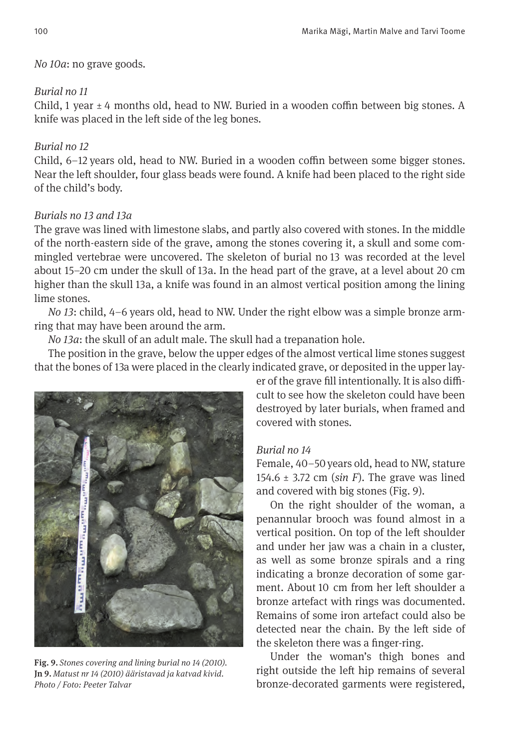*No 10a*: no grave goods.

*Burial no 11*

Child, 1 year ± 4 months old, head to NW. Buried in a wooden coffin between big stones. A knife was placed in the left side of the leg bones.

*Burial no 12*

Child, 6–12 years old, head to NW. Buried in a wooden coffin between some bigger stones. Near the left shoulder, four glass beads were found. A knife had been placed to the right side of the child's body.

*Burials no 13 and 13a*

The grave was lined with limestone slabs, and partly also covered with stones. In the middle of the north-eastern side of the grave, among the stones covering it, a skull and some commingled vertebrae were uncovered. The skeleton of burial no 13 was recorded at the level about 15–20 cm under the skull of 13a. In the head part of the grave, at a level about 20 cm higher than the skull 13a, a knife was found in an almost vertical position among the lining lime stones.

*No 13*: child, 4–6 years old, head to NW. Under the right elbow was a simple bronze armring that may have been around the arm.

*No 13a*: the skull of an adult male. The skull had a trepanation hole.

The position in the grave, below the upper edges of the almost vertical lime stones suggest that the bones of 13a were placed in the clearly indicated grave, or deposited in the upper layer of the grave fill intentionally. It is also difficult to see how the skeleton could have been destroyed by later burials, when framed and covered with stones.

**Fig. 9.** *Stones covering and lining burial no 14 (2010).*
**Jn 9.** *Matust nr 14 (2010) ääristavad ja katvad kivid. Photo / Foto: Peeter Talvar*

*Burial no 14*

Female, 40–50 years old, head to NW, stature 154.6 ± 3.72 cm (*sin F*). The grave was lined and covered with big stones (Fig. 9).

On the right shoulder of the woman, a penannular brooch was found almost in a vertical position. On top of the left shoulder and under her jaw was a chain in a cluster, as well as some bronze spirals and a ring indicating a bronze decoration of some garment. About 10 cm from her left shoulder a bronze artefact with rings was documented. Remains of some iron artefact could also be detected near the chain. By the left side of the skeleton there was a finger-ring.

Under the woman's thigh bones and right outside the left hip remains of several bronze-decorated garments were registered,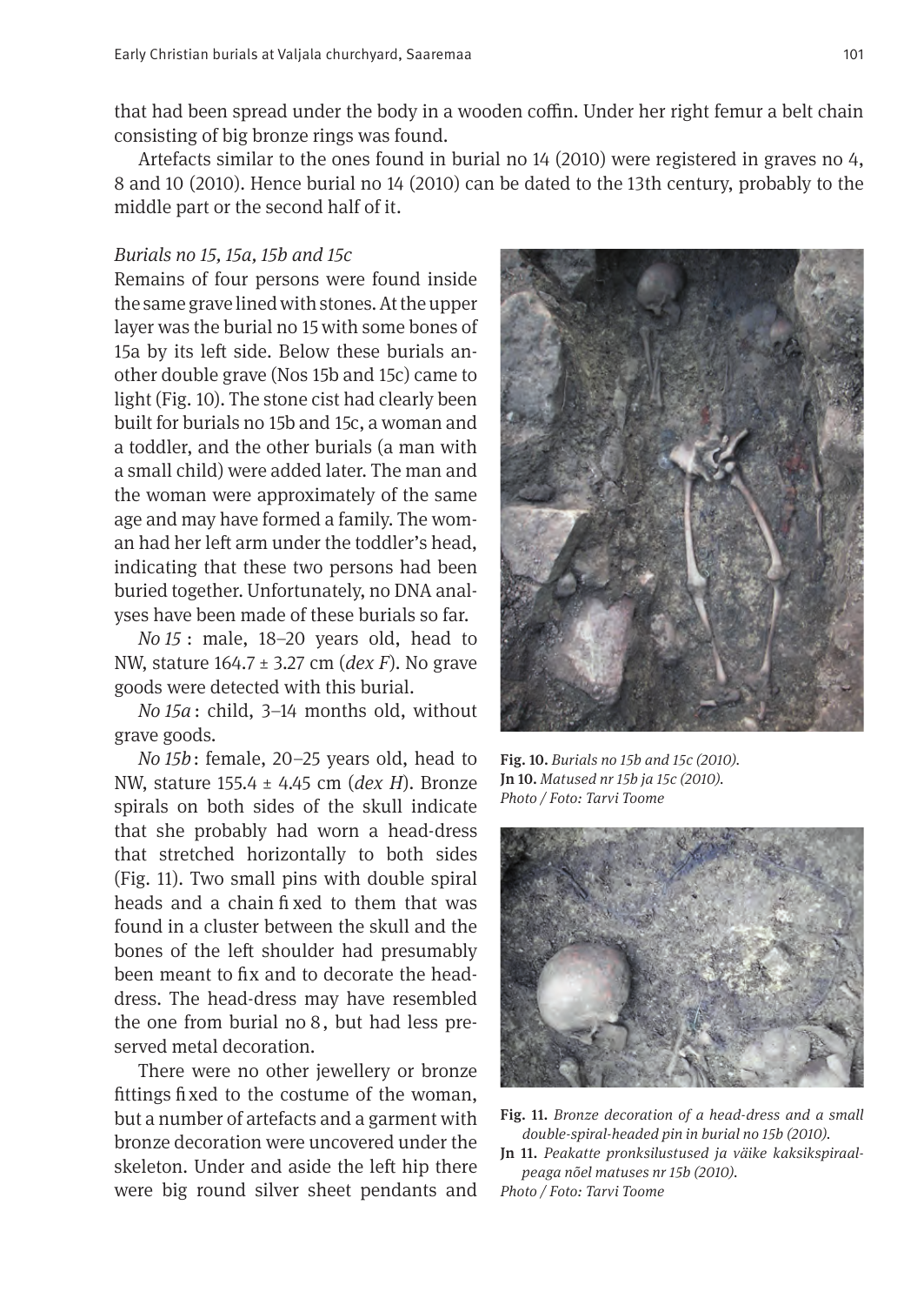that had been spread under the body in a wooden coffin. Under her right femur a belt chain consisting of big bronze rings was found.

Artefacts similar to the ones found in burial no 14 (2010) were registered in graves no 4, 8 and 10 (2010). Hence burial no 14 (2010) can be dated to the 13th century, probably to the middle part or the second half of it.

*Burials no 15, 15a, 15b and 15c*

Remains of four persons were found inside the same grave lined with stones. At the upper layer was the burial no 15 with some bones of 15a by its left side. Below these burials another double grave (Nos 15b and 15c) came to light (Fig. 10). The stone cist had clearly been built for burials no 15b and 15c, a woman and a toddler, and the other burials (a man with a small child) were added later. The man and the woman were approximately of the same age and may have formed a family. The woman had her left arm under the toddler's head, indicating that these two persons had been buried together. Unfortunately, no DNA analyses have been made of these burials so far.

*No 15* : male, 18–20 years old, head to NW, stature 164.7 ± 3.27 cm (*dex F*). No grave goods were detected with this burial.

*No 15a* : child, 3–14 months old, without grave goods.

*No 15b* : female, 20–25 years old, head to NW, stature 155.4 ± 4.45 cm (*dex H*). Bronze spirals on both sides of the skull indicate that she probably had worn a head-dress that stretched horizontally to both sides (Fig. 11). Two small pins with double spiral heads and a chain fixed to them that was found in a cluster between the skull and the bones of the left shoulder had presumably been meant to fix and to decorate the head-dress. The head-dress may have resembled the one from burial no 8, but had less preserved metal decoration.

There were no other jewellery or bronze fittings fixed to the costume of the woman, but a number of artefacts and a garment with bronze decoration were uncovered under the skeleton. Under and aside the left hip there were big round silver sheet pendants and

**Fig. 10.** *Burials no 15b and 15c (2010).*
**Jn 10.** *Matused nr 15b ja 15c (2010).*
*Photo / Foto: Tarvi Toome*

**Fig. 11.** *Bronze decoration of a head-dress and a small double-spiral-headed pin in burial no 15b (2010).*
**Jn 11.** *Peakatte pronksilustused ja väike kaksikspiraalpeaga nõel matuses nr 15b (2010).*
*Photo / Foto: Tarvi Toome*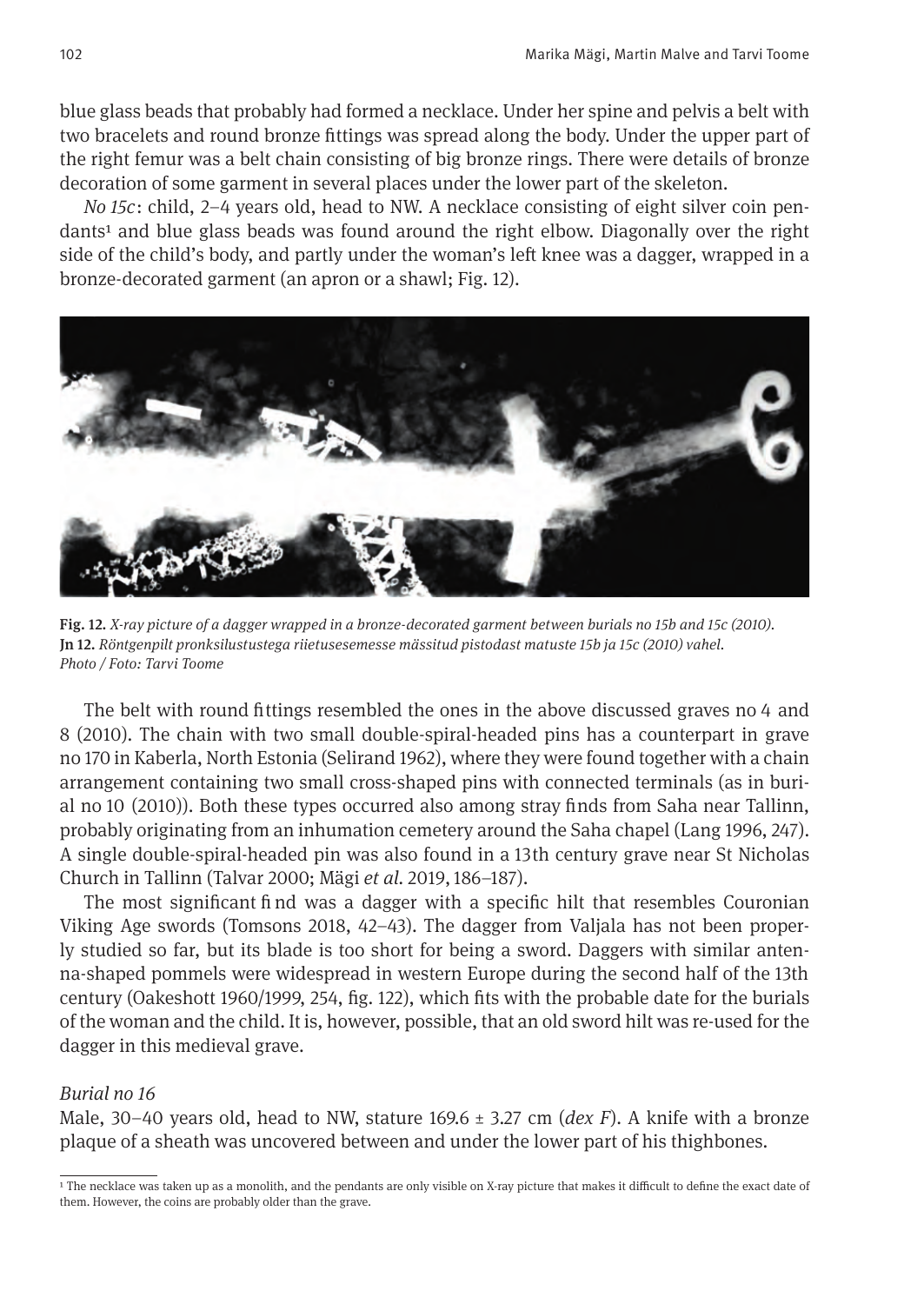blue glass beads that probably had formed a necklace. Under her spine and pelvis a belt with two bracelets and round bronze fittings was spread along the body. Under the upper part of the right femur was a belt chain consisting of big bronze rings. There were details of bronze decoration of some garment in several places under the lower part of the skeleton.

*No 15c*: child, 2–4 years old, head to NW. A necklace consisting of eight silver coin pendants[1] and blue glass beads was found around the right elbow. Diagonally over the right side of the child's body, and partly under the woman's left knee was a dagger, wrapped in a bronze-decorated garment (an apron or a shawl; Fig. 12).

**Fig. 12.** *X-ray picture of a dagger wrapped in a bronze-decorated garment between burials no 15b and 15c (2010).*
**Jn 12.** *Röntgenpilt pronksilustustega riietusesemesse mässitud pistodast matuste 15b ja 15c (2010) vahel.*
*Photo / Foto: Tarvi Toome*

The belt with round fittings resembled the ones in the above discussed graves no 4 and 8 (2010). The chain with two small double-spiral-headed pins has a counterpart in grave no 170 in Kaberla, North Estonia (Selirand 1962), where they were found together with a chain arrangement containing two small cross-shaped pins with connected terminals (as in burial no 10 (2010)). Both these types occurred also among stray finds from Saha near Tallinn, probably originating from an inhumation cemetery around the Saha chapel (Lang 1996, 247). A single double-spiral-headed pin was also found in a 13th century grave near St Nicholas Church in Tallinn (Talvar 2000; Mägi *et al*. 2019, 186–187).

The most significant find was a dagger with a specific hilt that resembles Couronian Viking Age swords (Tomsons 2018, 42–43). The dagger from Valjala has not been properly studied so far, but its blade is too short for being a sword. Daggers with similar antenna-shaped pommels were widespread in western Europe during the second half of the 13th century (Oakeshott 1960/1999, 254, fig. 122), which fits with the probable date for the burials of the woman and the child. It is, however, possible, that an old sword hilt was re-used for the dagger in this medieval grave.

*Burial no 16*

Male, 30–40 years old, head to NW, stature 169.6 ± 3.27 cm (*dex F*). A knife with a bronze plaque of a sheath was uncovered between and under the lower part of his thighbones.

[1] The necklace was taken up as a monolith, and the pendants are only visible on X-ray picture that makes it difficult to define the exact date of them. However, the coins are probably older than the grave.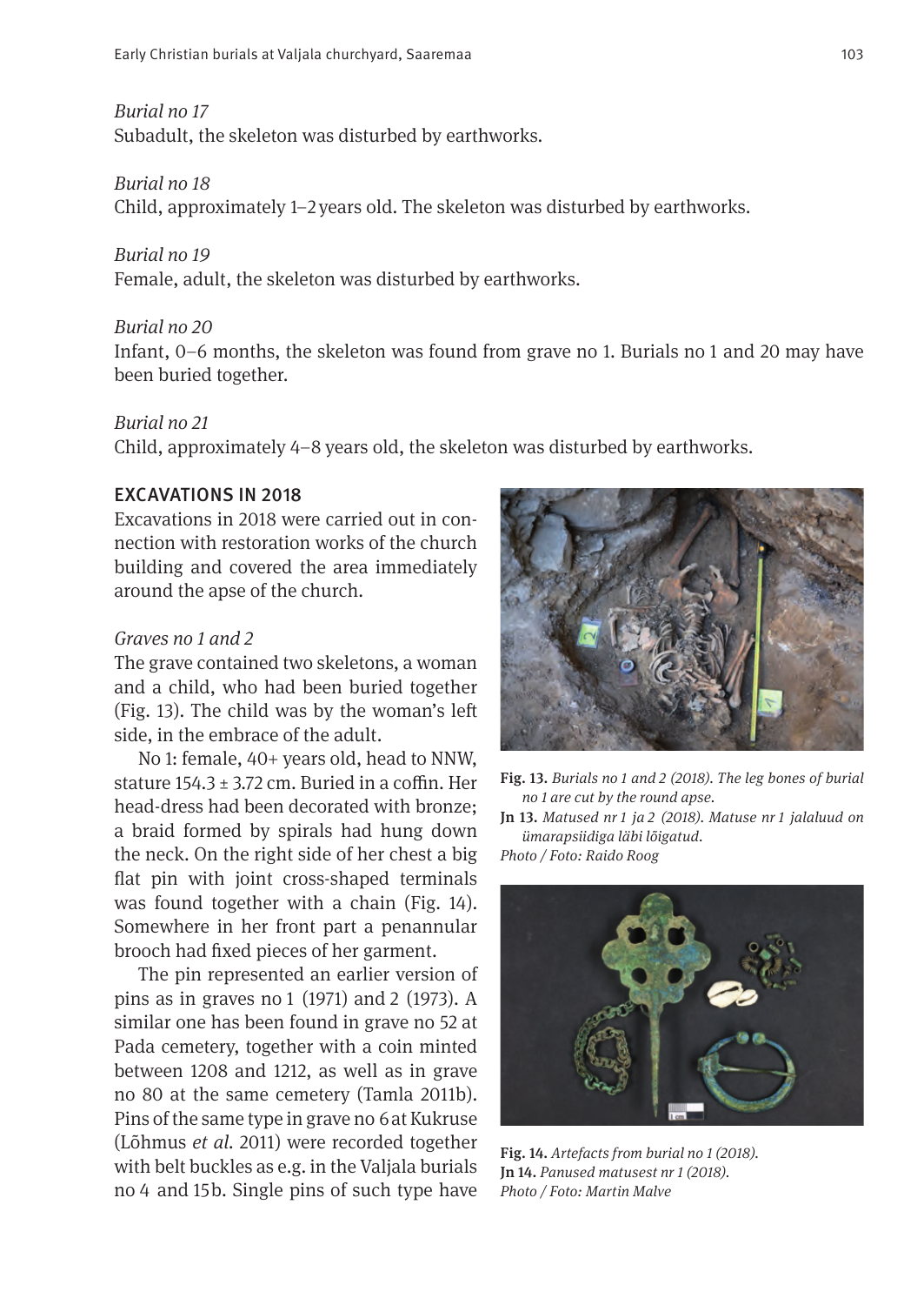*Burial no 17*
Subadult, the skeleton was disturbed by earthworks.

*Burial no 18*
Child, approximately 1–2 years old. The skeleton was disturbed by earthworks.

*Burial no 19*
Female, adult, the skeleton was disturbed by earthworks.

*Burial no 20*
Infant, 0–6 months, the skeleton was found from grave no 1. Burials no 1 and 20 may have been buried together.

*Burial no 21*
Child, approximately 4–8 years old, the skeleton was disturbed by earthworks.

## EXCAVATIONS IN 2018

Excavations in 2018 were carried out in connection with restoration works of the church building and covered the area immediately around the apse of the church.

*Graves no 1 and 2*
The grave contained two skeletons, a woman and a child, who had been buried together (Fig. 13). The child was by the woman's left side, in the embrace of the adult.

No 1: female, 40+ years old, head to NNW, stature 154.3 ± 3.72 cm. Buried in a coffin. Her head-dress had been decorated with bronze; a braid formed by spirals had hung down the neck. On the right side of her chest a big flat pin with joint cross-shaped terminals was found together with a chain (Fig. 14). Somewhere in her front part a penannular brooch had fixed pieces of her garment.

The pin represented an earlier version of pins as in graves no 1 (1971) and 2 (1973). A similar one has been found in grave no 52 at Pada cemetery, together with a coin minted between 1208 and 1212, as well as in grave no 80 at the same cemetery (Tamla 2011b). Pins of the same type in grave no 6 at Kukruse (Lõhmus *et al.* 2011) were recorded together with belt buckles as e.g. in the Valjala burials no 4 and 15b. Single pins of such type have

**Fig. 13.** *Burials no 1 and 2 (2018). The leg bones of burial no 1 are cut by the round apse.*
**Jn 13.** *Matused nr 1 ja 2 (2018). Matuse nr 1 jalaluud on ümarapsiidiga läbi lõigatud.*
*Photo / Foto: Raido Roog*

**Fig. 14.** *Artefacts from burial no 1 (2018).*
**Jn 14.** *Panused matusest nr 1 (2018).*
*Photo / Foto: Martin Malve*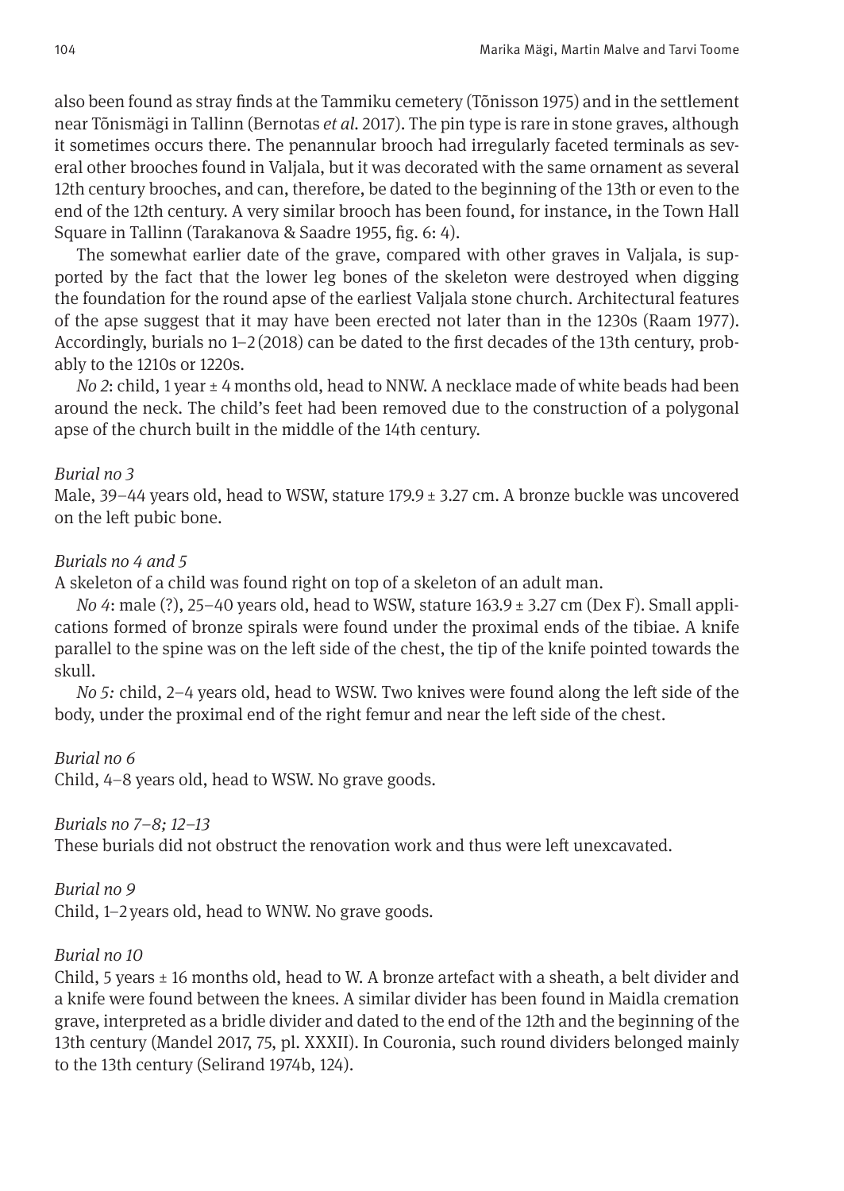also been found as stray finds at the Tammiku cemetery (Tõnisson 1975) and in the settlement near Tõnismägi in Tallinn (Bernotas *et al*. 2017). The pin type is rare in stone graves, although it sometimes occurs there. The penannular brooch had irregularly faceted terminals as several other brooches found in Valjala, but it was decorated with the same ornament as several 12th century brooches, and can, therefore, be dated to the beginning of the 13th or even to the end of the 12th century. A very similar brooch has been found, for instance, in the Town Hall Square in Tallinn (Tarakanova & Saadre 1955, fig. 6: 4).

The somewhat earlier date of the grave, compared with other graves in Valjala, is supported by the fact that the lower leg bones of the skeleton were destroyed when digging the foundation for the round apse of the earliest Valjala stone church. Architectural features of the apse suggest that it may have been erected not later than in the 1230s (Raam 1977). Accordingly, burials no 1–2 (2018) can be dated to the first decades of the 13th century, probably to the 1210s or 1220s.

*No 2*: child, 1 year ± 4 months old, head to NNW. A necklace made of white beads had been around the neck. The child's feet had been removed due to the construction of a polygonal apse of the church built in the middle of the 14th century.

*Burial no 3*

Male, 39–44 years old, head to WSW, stature 179.9 ± 3.27 cm. A bronze buckle was uncovered on the left pubic bone.

*Burials no 4 and 5*

A skeleton of a child was found right on top of a skeleton of an adult man.

*No 4*: male (?), 25–40 years old, head to WSW, stature 163.9 ± 3.27 cm (Dex F). Small applications formed of bronze spirals were found under the proximal ends of the tibiae. A knife parallel to the spine was on the left side of the chest, the tip of the knife pointed towards the skull.

*No 5:* child, 2–4 years old, head to WSW. Two knives were found along the left side of the body, under the proximal end of the right femur and near the left side of the chest.

*Burial no 6*

Child, 4–8 years old, head to WSW. No grave goods.

*Burials no 7–8; 12–13*

These burials did not obstruct the renovation work and thus were left unexcavated.

*Burial no 9*

Child, 1–2 years old, head to WNW. No grave goods.

*Burial no 10*

Child, 5 years ± 16 months old, head to W. A bronze artefact with a sheath, a belt divider and a knife were found between the knees. A similar divider has been found in Maidla cremation grave, interpreted as a bridle divider and dated to the end of the 12th and the beginning of the 13th century (Mandel 2017, 75, pl. XXXII). In Couronia, such round dividers belonged mainly to the 13th century (Selirand 1974b, 124).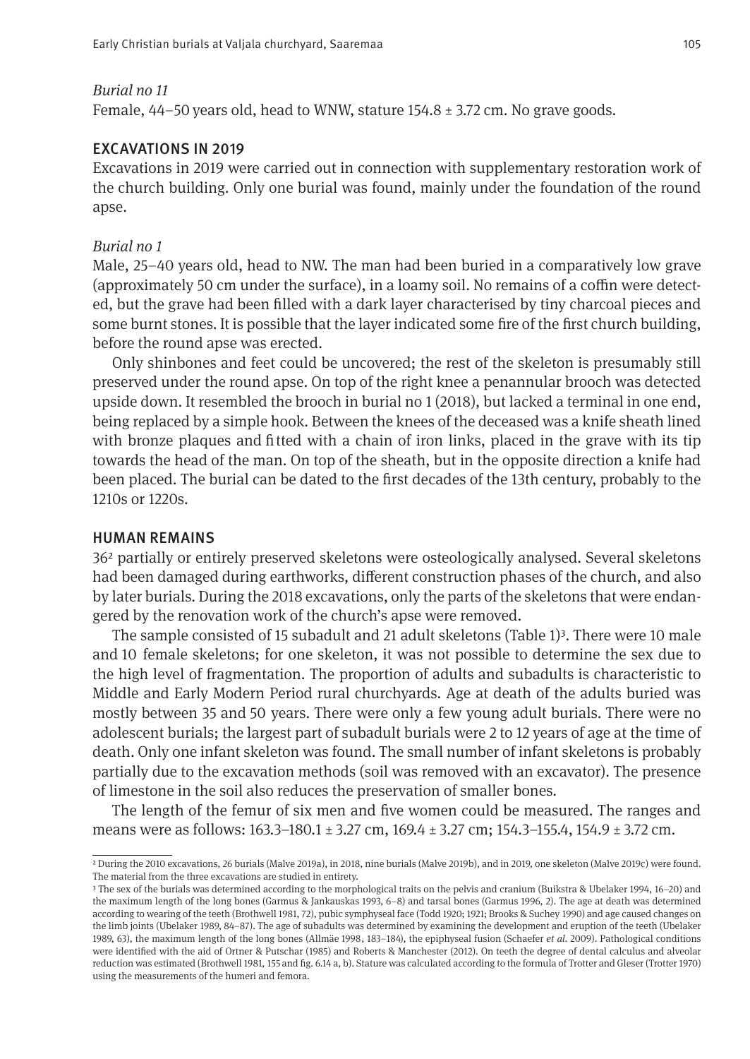*Burial no 11*

Female, 44–50 years old, head to WNW, stature 154.8 ± 3.72 cm. No grave goods.

## EXCAVATIONS IN 2019

Excavations in 2019 were carried out in connection with supplementary restoration work of the church building. Only one burial was found, mainly under the foundation of the round apse.

*Burial no 1*

Male, 25–40 years old, head to NW. The man had been buried in a comparatively low grave (approximately 50 cm under the surface), in a loamy soil. No remains of a coffin were detected, but the grave had been filled with a dark layer characterised by tiny charcoal pieces and some burnt stones. It is possible that the layer indicated some fire of the first church building, before the round apse was erected.

Only shinbones and feet could be uncovered; the rest of the skeleton is presumably still preserved under the round apse. On top of the right knee a penannular brooch was detected upside down. It resembled the brooch in burial no 1 (2018), but lacked a terminal in one end, being replaced by a simple hook. Between the knees of the deceased was a knife sheath lined with bronze plaques and fitted with a chain of iron links, placed in the grave with its tip towards the head of the man. On top of the sheath, but in the opposite direction a knife had been placed. The burial can be dated to the first decades of the 13th century, probably to the 1210s or 1220s.

## HUMAN REMAINS

36[2] partially or entirely preserved skeletons were osteologically analysed. Several skeletons had been damaged during earthworks, different construction phases of the church, and also by later burials. During the 2018 excavations, only the parts of the skeletons that were endangered by the renovation work of the church's apse were removed.

The sample consisted of 15 subadult and 21 adult skeletons (Table 1)[3]. There were 10 male and 10 female skeletons; for one skeleton, it was not possible to determine the sex due to the high level of fragmentation. The proportion of adults and subadults is characteristic to Middle and Early Modern Period rural churchyards. Age at death of the adults buried was mostly between 35 and 50 years. There were only a few young adult burials. There were no adolescent burials; the largest part of subadult burials were 2 to 12 years of age at the time of death. Only one infant skeleton was found. The small number of infant skeletons is probably partially due to the excavation methods (soil was removed with an excavator). The presence of limestone in the soil also reduces the preservation of smaller bones.

The length of the femur of six men and five women could be measured. The ranges and means were as follows: 163.3–180.1 ± 3.27 cm, 169.4 ± 3.27 cm; 154.3–155.4, 154.9 ± 3.72 cm.

---

[2] During the 2010 excavations, 26 burials (Malve 2019a), in 2018, nine burials (Malve 2019b), and in 2019, one skeleton (Malve 2019c) were found. The material from the three excavations are studied in entirety.

[3] The sex of the burials was determined according to the morphological traits on the pelvis and cranium (Buikstra & Ubelaker 1994, 16–20) and the maximum length of the long bones (Garmus & Jankauskas 1993, 6–8) and tarsal bones (Garmus 1996, 2). The age at death was determined according to wearing of the teeth (Brothwell 1981, 72), pubic symphyseal face (Todd 1920; 1921; Brooks & Suchey 1990) and age caused changes on the limb joints (Ubelaker 1989, 84–87). The age of subadults was determined by examining the development and eruption of the teeth (Ubelaker 1989, 63), the maximum length of the long bones (Allmäe 1998, 183–184), the epiphyseal fusion (Schaefer *et al.* 2009). Pathological conditions were identified with the aid of Ortner & Putschar (1985) and Roberts & Manchester (2012). On teeth the degree of dental calculus and alveolar reduction was estimated (Brothwell 1981, 155 and fig. 6.14 a, b). Stature was calculated according to the formula of Trotter and Gleser (Trotter 1970) using the measurements of the humeri and femora.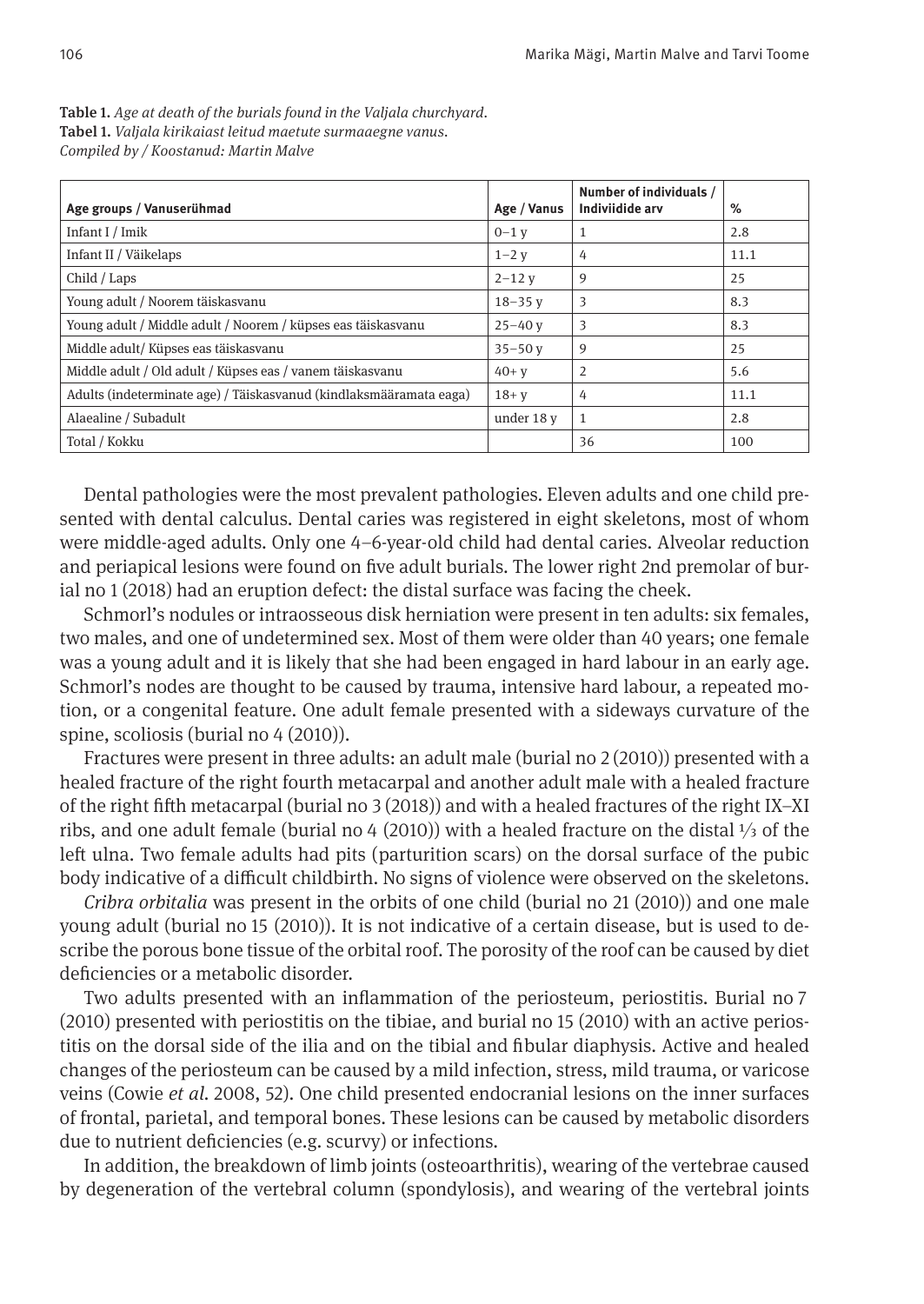**Table 1.** *Age at death of the burials found in the Valjala churchyard.*
**Tabel 1.** *Valjala kirikaiast leitud maetute surmaaegne vanus.*
*Compiled by / Koostanud: Martin Malve*

| Age groups / Vanuserühmad | Age / Vanus | Number of individuals / Indiviidide arv | % |
|---|---|---|---|
| Infant I / Imik | 0–1 y | 1 | 2.8 |
| Infant II / Väikelaps | 1–2 y | 4 | 11.1 |
| Child / Laps | 2–12 y | 9 | 25 |
| Young adult / Noorem täiskasvanu | 18–35 y | 3 | 8.3 |
| Young adult / Middle adult / Noorem / küpses eas täiskasvanu | 25–40 y | 3 | 8.3 |
| Middle adult/ Küpses eas täiskasvanu | 35–50 y | 9 | 25 |
| Middle adult / Old adult / Küpses eas / vanem täiskasvanu | 40+ y | 2 | 5.6 |
| Adults (indeterminate age) / Täiskasvanud (kindlaksmääramata eaga) | 18+ y | 4 | 11.1 |
| Alaealine / Subadult | under 18 y | 1 | 2.8 |
| Total / Kokku | | 36 | 100 |

Dental pathologies were the most prevalent pathologies. Eleven adults and one child presented with dental calculus. Dental caries was registered in eight skeletons, most of whom were middle-aged adults. Only one 4–6-year-old child had dental caries. Alveolar reduction and periapical lesions were found on five adult burials. The lower right 2nd premolar of burial no 1 (2018) had an eruption defect: the distal surface was facing the cheek.

Schmorl's nodules or intraosseous disk herniation were present in ten adults: six females, two males, and one of undetermined sex. Most of them were older than 40 years; one female was a young adult and it is likely that she had been engaged in hard labour in an early age. Schmorl's nodes are thought to be caused by trauma, intensive hard labour, a repeated motion, or a congenital feature. One adult female presented with a sideways curvature of the spine, scoliosis (burial no 4 (2010)).

Fractures were present in three adults: an adult male (burial no 2 (2010)) presented with a healed fracture of the right fourth metacarpal and another adult male with a healed fracture of the right fifth metacarpal (burial no 3 (2018)) and with a healed fractures of the right IX–XI ribs, and one adult female (burial no 4 (2010)) with a healed fracture on the distal ⅓ of the left ulna. Two female adults had pits (parturition scars) on the dorsal surface of the pubic body indicative of a difficult childbirth. No signs of violence were observed on the skeletons.

*Cribra orbitalia* was present in the orbits of one child (burial no 21 (2010)) and one male young adult (burial no 15 (2010)). It is not indicative of a certain disease, but is used to describe the porous bone tissue of the orbital roof. The porosity of the roof can be caused by diet deficiencies or a metabolic disorder.

Two adults presented with an inflammation of the periosteum, periostitis. Burial no 7 (2010) presented with periostitis on the tibiae, and burial no 15 (2010) with an active periostitis on the dorsal side of the ilia and on the tibial and fibular diaphysis. Active and healed changes of the periosteum can be caused by a mild infection, stress, mild trauma, or varicose veins (Cowie *et al*. 2008, 52). One child presented endocranial lesions on the inner surfaces of frontal, parietal, and temporal bones. These lesions can be caused by metabolic disorders due to nutrient deficiencies (e.g. scurvy) or infections.

In addition, the breakdown of limb joints (osteoarthritis), wearing of the vertebrae caused by degeneration of the vertebral column (spondylosis), and wearing of the vertebral joints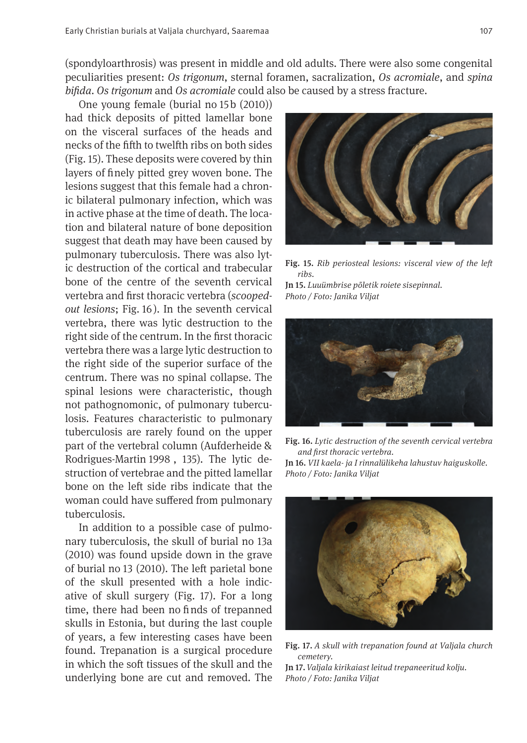(spondyloarthrosis) was present in middle and old adults. There were also some congenital peculiarities present: *Os trigonum*, sternal foramen, sacralization, *Os acromiale*, and *spina bifida*. *Os trigonum* and *Os acromiale* could also be caused by a stress fracture.

One young female (burial no 15b (2010)) had thick deposits of pitted lamellar bone on the visceral surfaces of the heads and necks of the fifth to twelfth ribs on both sides (Fig. 15). These deposits were covered by thin layers of finely pitted grey woven bone. The lesions suggest that this female had a chronic bilateral pulmonary infection, which was in active phase at the time of death. The location and bilateral nature of bone deposition suggest that death may have been caused by pulmonary tuberculosis. There was also lytic destruction of the cortical and trabecular bone of the centre of the seventh cervical vertebra and first thoracic vertebra (*scooped-out lesions*; Fig. 16). In the seventh cervical vertebra, there was lytic destruction to the right side of the centrum. In the first thoracic vertebra there was a large lytic destruction to the right side of the superior surface of the centrum. There was no spinal collapse. The spinal lesions were characteristic, though not pathognomonic, of pulmonary tuberculosis. Features characteristic to pulmonary tuberculosis are rarely found on the upper part of the vertebral column (Aufderheide & Rodrigues-Martin 1998 , 135). The lytic destruction of vertebrae and the pitted lamellar bone on the left side ribs indicate that the woman could have suffered from pulmonary tuberculosis.

In addition to a possible case of pulmonary tuberculosis, the skull of burial no 13a (2010) was found upside down in the grave of burial no 13 (2010). The left parietal bone of the skull presented with a hole indicative of skull surgery (Fig. 17). For a long time, there had been no finds of trepanned skulls in Estonia, but during the last couple of years, a few interesting cases have been found. Trepanation is a surgical procedure in which the soft tissues of the skull and the underlying bone are cut and removed. The

**Fig. 15.** *Rib periosteal lesions: visceral view of the left ribs.*
**Jn 15.** *Luuümbrise põletik roiete sisepinnal.*
*Photo / Foto: Janika Viljat*

**Fig. 16.** *Lytic destruction of the seventh cervical vertebra and first thoracic vertebra.*
**Jn 16.** *VII kaela- ja I rinnalülikeha lahustuv haiguskolle.*
*Photo / Foto: Janika Viljat*

**Fig. 17.** *A skull with trepanation found at Valjala church cemetery.*
**Jn 17.** *Valjala kirikaiast leitud trepaneeritud kolju.*
*Photo / Foto: Janika Viljat*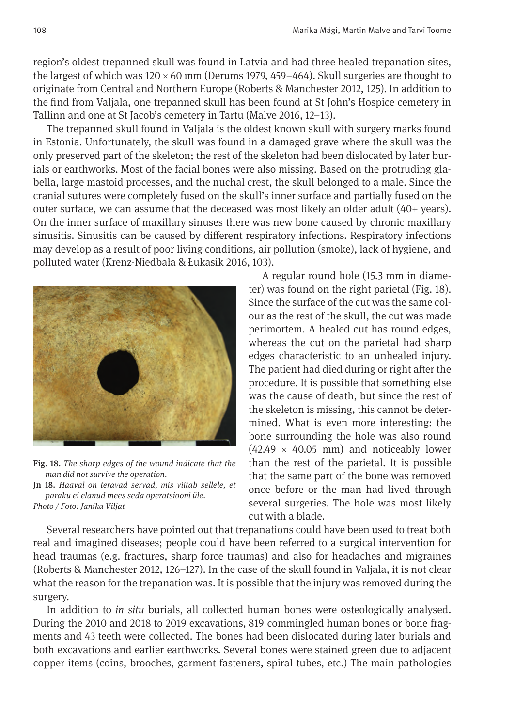region's oldest trepanned skull was found in Latvia and had three healed trepanation sites, the largest of which was 120 × 60 mm (Derums 1979, 459–464). Skull surgeries are thought to originate from Central and Northern Europe (Roberts & Manchester 2012, 125). In addition to the find from Valjala, one trepanned skull has been found at St John's Hospice cemetery in Tallinn and one at St Jacob's cemetery in Tartu (Malve 2016, 12–13).

The trepanned skull found in Valjala is the oldest known skull with surgery marks found in Estonia. Unfortunately, the skull was found in a damaged grave where the skull was the only preserved part of the skeleton; the rest of the skeleton had been dislocated by later burials or earthworks. Most of the facial bones were also missing. Based on the protruding glabella, large mastoid processes, and the nuchal crest, the skull belonged to a male. Since the cranial sutures were completely fused on the skull's inner surface and partially fused on the outer surface, we can assume that the deceased was most likely an older adult (40+ years). On the inner surface of maxillary sinuses there was new bone caused by chronic maxillary sinusitis. Sinusitis can be caused by different respiratory infections. Respiratory infections may develop as a result of poor living conditions, air pollution (smoke), lack of hygiene, and polluted water (Krenz-Niedbała & Łukasik 2016, 103).

A regular round hole (15.3 mm in diameter) was found on the right parietal (Fig. 18). Since the surface of the cut was the same colour as the rest of the skull, the cut was made perimortem. A healed cut has round edges, whereas the cut on the parietal had sharp edges characteristic to an unhealed injury. The patient had died during or right after the procedure. It is possible that something else was the cause of death, but since the rest of the skeleton is missing, this cannot be determined. What is even more interesting: the bone surrounding the hole was also round (42.49 × 40.05 mm) and noticeably lower than the rest of the parietal. It is possible that the same part of the bone was removed once before or the man had lived through several surgeries. The hole was most likely cut with a blade.

**Fig. 18.** *The sharp edges of the wound indicate that the man did not survive the operation.*
**Jn 18.** *Haaval on teravad servad, mis viitab sellele, et paraku ei elanud mees seda operatsiooni üle.*
*Photo / Foto: Janika Viljat*

Several researchers have pointed out that trepanations could have been used to treat both real and imagined diseases; people could have been referred to a surgical intervention for head traumas (e.g. fractures, sharp force traumas) and also for headaches and migraines (Roberts & Manchester 2012, 126–127). In the case of the skull found in Valjala, it is not clear what the reason for the trepanation was. It is possible that the injury was removed during the surgery.

In addition to *in situ* burials, all collected human bones were osteologically analysed. During the 2010 and 2018 to 2019 excavations, 819 commingled human bones or bone fragments and 43 teeth were collected. The bones had been dislocated during later burials and both excavations and earlier earthworks. Several bones were stained green due to adjacent copper items (coins, brooches, garment fasteners, spiral tubes, etc.) The main pathologies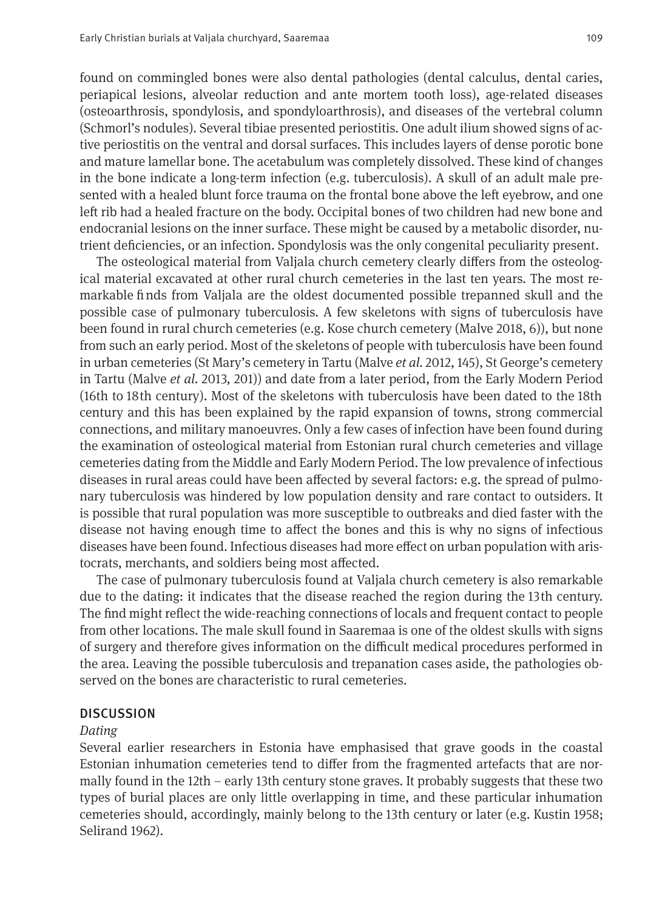found on commingled bones were also dental pathologies (dental calculus, dental caries, periapical lesions, alveolar reduction and ante mortem tooth loss), age-related diseases (osteoarthrosis, spondylosis, and spondyloarthrosis), and diseases of the vertebral column (Schmorl's nodules). Several tibiae presented periostitis. One adult ilium showed signs of active periostitis on the ventral and dorsal surfaces. This includes layers of dense porotic bone and mature lamellar bone. The acetabulum was completely dissolved. These kind of changes in the bone indicate a long-term infection (e.g. tuberculosis). A skull of an adult male presented with a healed blunt force trauma on the frontal bone above the left eyebrow, and one left rib had a healed fracture on the body. Occipital bones of two children had new bone and endocranial lesions on the inner surface. These might be caused by a metabolic disorder, nutrient deficiencies, or an infection. Spondylosis was the only congenital peculiarity present.

The osteological material from Valjala church cemetery clearly differs from the osteological material excavated at other rural church cemeteries in the last ten years. The most remarkable finds from Valjala are the oldest documented possible trepanned skull and the possible case of pulmonary tuberculosis. A few skeletons with signs of tuberculosis have been found in rural church cemeteries (e.g. Kose church cemetery (Malve 2018, 6)), but none from such an early period. Most of the skeletons of people with tuberculosis have been found in urban cemeteries (St Mary's cemetery in Tartu (Malve *et al.* 2012, 145), St George's cemetery in Tartu (Malve *et al.* 2013, 201)) and date from a later period, from the Early Modern Period (16th to 18th century). Most of the skeletons with tuberculosis have been dated to the 18th century and this has been explained by the rapid expansion of towns, strong commercial connections, and military manoeuvres. Only a few cases of infection have been found during the examination of osteological material from Estonian rural church cemeteries and village cemeteries dating from the Middle and Early Modern Period. The low prevalence of infectious diseases in rural areas could have been affected by several factors: e.g. the spread of pulmonary tuberculosis was hindered by low population density and rare contact to outsiders. It is possible that rural population was more susceptible to outbreaks and died faster with the disease not having enough time to affect the bones and this is why no signs of infectious diseases have been found. Infectious diseases had more effect on urban population with aristocrats, merchants, and soldiers being most affected.

The case of pulmonary tuberculosis found at Valjala church cemetery is also remarkable due to the dating: it indicates that the disease reached the region during the 13th century. The find might reflect the wide-reaching connections of locals and frequent contact to people from other locations. The male skull found in Saaremaa is one of the oldest skulls with signs of surgery and therefore gives information on the difficult medical procedures performed in the area. Leaving the possible tuberculosis and trepanation cases aside, the pathologies observed on the bones are characteristic to rural cemeteries.

## DISCUSSION

### *Dating*

Several earlier researchers in Estonia have emphasised that grave goods in the coastal Estonian inhumation cemeteries tend to differ from the fragmented artefacts that are normally found in the 12th – early 13th century stone graves. It probably suggests that these two types of burial places are only little overlapping in time, and these particular inhumation cemeteries should, accordingly, mainly belong to the 13th century or later (e.g. Kustin 1958; Selirand 1962).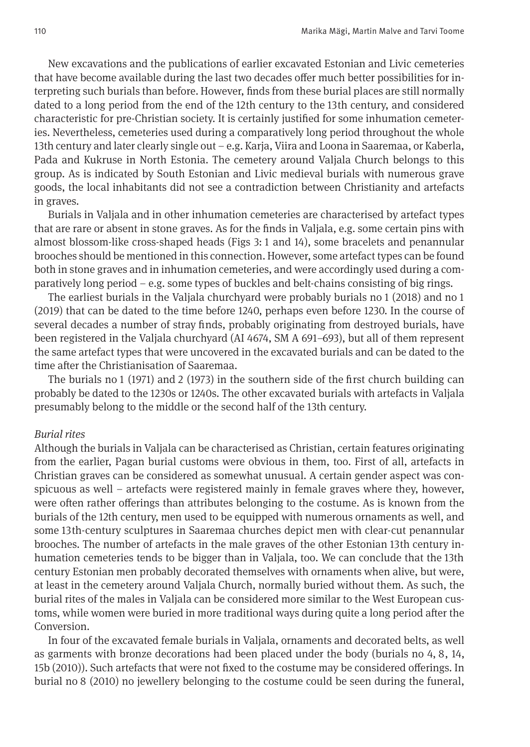New excavations and the publications of earlier excavated Estonian and Livic cemeteries that have become available during the last two decades offer much better possibilities for interpreting such burials than before. However, finds from these burial places are still normally dated to a long period from the end of the 12th century to the 13th century, and considered characteristic for pre-Christian society. It is certainly justified for some inhumation cemeteries. Nevertheless, cemeteries used during a comparatively long period throughout the whole 13th century and later clearly single out – e.g. Karja, Viira and Loona in Saaremaa, or Kaberla, Pada and Kukruse in North Estonia. The cemetery around Valjala Church belongs to this group. As is indicated by South Estonian and Livic medieval burials with numerous grave goods, the local inhabitants did not see a contradiction between Christianity and artefacts in graves.

Burials in Valjala and in other inhumation cemeteries are characterised by artefact types that are rare or absent in stone graves. As for the finds in Valjala, e.g. some certain pins with almost blossom-like cross-shaped heads (Figs 3: 1 and 14), some bracelets and penannular brooches should be mentioned in this connection. However, some artefact types can be found both in stone graves and in inhumation cemeteries, and were accordingly used during a comparatively long period – e.g. some types of buckles and belt-chains consisting of big rings.

The earliest burials in the Valjala churchyard were probably burials no 1 (2018) and no 1 (2019) that can be dated to the time before 1240, perhaps even before 1230. In the course of several decades a number of stray finds, probably originating from destroyed burials, have been registered in the Valjala churchyard (AI 4674, SM A 691–693), but all of them represent the same artefact types that were uncovered in the excavated burials and can be dated to the time after the Christianisation of Saaremaa.

The burials no 1 (1971) and 2 (1973) in the southern side of the first church building can probably be dated to the 1230s or 1240s. The other excavated burials with artefacts in Valjala presumably belong to the middle or the second half of the 13th century.

*Burial rites*

Although the burials in Valjala can be characterised as Christian, certain features originating from the earlier, Pagan burial customs were obvious in them, too. First of all, artefacts in Christian graves can be considered as somewhat unusual. A certain gender aspect was conspicuous as well – artefacts were registered mainly in female graves where they, however, were often rather offerings than attributes belonging to the costume. As is known from the burials of the 12th century, men used to be equipped with numerous ornaments as well, and some 13th-century sculptures in Saaremaa churches depict men with clear-cut penannular brooches. The number of artefacts in the male graves of the other Estonian 13th century inhumation cemeteries tends to be bigger than in Valjala, too. We can conclude that the 13th century Estonian men probably decorated themselves with ornaments when alive, but were, at least in the cemetery around Valjala Church, normally buried without them. As such, the burial rites of the males in Valjala can be considered more similar to the West European customs, while women were buried in more traditional ways during quite a long period after the Conversion.

In four of the excavated female burials in Valjala, ornaments and decorated belts, as well as garments with bronze decorations had been placed under the body (burials no 4, 8, 14, 15b (2010)). Such artefacts that were not fixed to the costume may be considered offerings. In burial no 8 (2010) no jewellery belonging to the costume could be seen during the funeral,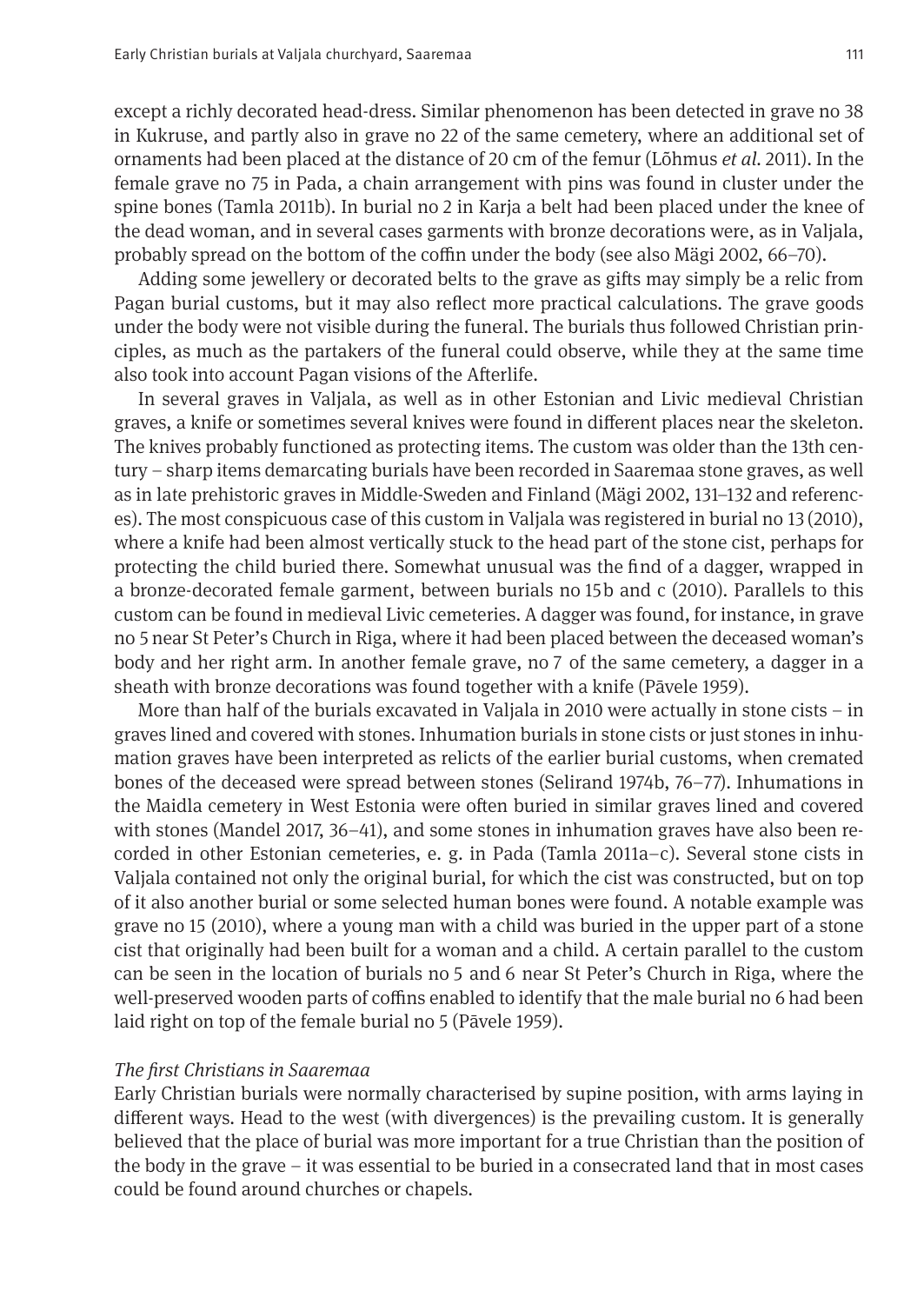except a richly decorated head-dress. Similar phenomenon has been detected in grave no 38 in Kukruse, and partly also in grave no 22 of the same cemetery, where an additional set of ornaments had been placed at the distance of 20 cm of the femur (Lõhmus *et al.* 2011). In the female grave no 75 in Pada, a chain arrangement with pins was found in cluster under the spine bones (Tamla 2011b). In burial no 2 in Karja a belt had been placed under the knee of the dead woman, and in several cases garments with bronze decorations were, as in Valjala, probably spread on the bottom of the coffin under the body (see also Mägi 2002, 66–70).

Adding some jewellery or decorated belts to the grave as gifts may simply be a relic from Pagan burial customs, but it may also reflect more practical calculations. The grave goods under the body were not visible during the funeral. The burials thus followed Christian principles, as much as the partakers of the funeral could observe, while they at the same time also took into account Pagan visions of the Afterlife.

In several graves in Valjala, as well as in other Estonian and Livic medieval Christian graves, a knife or sometimes several knives were found in different places near the skeleton. The knives probably functioned as protecting items. The custom was older than the 13th century – sharp items demarcating burials have been recorded in Saaremaa stone graves, as well as in late prehistoric graves in Middle-Sweden and Finland (Mägi 2002, 131–132 and references). The most conspicuous case of this custom in Valjala was registered in burial no 13 (2010), where a knife had been almost vertically stuck to the head part of the stone cist, perhaps for protecting the child buried there. Somewhat unusual was the find of a dagger, wrapped in a bronze-decorated female garment, between burials no 15b and c (2010). Parallels to this custom can be found in medieval Livic cemeteries. A dagger was found, for instance, in grave no 5 near St Peter's Church in Riga, where it had been placed between the deceased woman's body and her right arm. In another female grave, no 7 of the same cemetery, a dagger in a sheath with bronze decorations was found together with a knife (Pāvele 1959).

More than half of the burials excavated in Valjala in 2010 were actually in stone cists – in graves lined and covered with stones. Inhumation burials in stone cists or just stones in inhumation graves have been interpreted as relicts of the earlier burial customs, when cremated bones of the deceased were spread between stones (Selirand 1974b, 76–77). Inhumations in the Maidla cemetery in West Estonia were often buried in similar graves lined and covered with stones (Mandel 2017, 36–41), and some stones in inhumation graves have also been recorded in other Estonian cemeteries, e. g. in Pada (Tamla 2011a–c). Several stone cists in Valjala contained not only the original burial, for which the cist was constructed, but on top of it also another burial or some selected human bones were found. A notable example was grave no 15 (2010), where a young man with a child was buried in the upper part of a stone cist that originally had been built for a woman and a child. A certain parallel to the custom can be seen in the location of burials no 5 and 6 near St Peter's Church in Riga, where the well-preserved wooden parts of coffins enabled to identify that the male burial no 6 had been laid right on top of the female burial no 5 (Pāvele 1959).

*The first Christians in Saaremaa*

Early Christian burials were normally characterised by supine position, with arms laying in different ways. Head to the west (with divergences) is the prevailing custom. It is generally believed that the place of burial was more important for a true Christian than the position of the body in the grave – it was essential to be buried in a consecrated land that in most cases could be found around churches or chapels.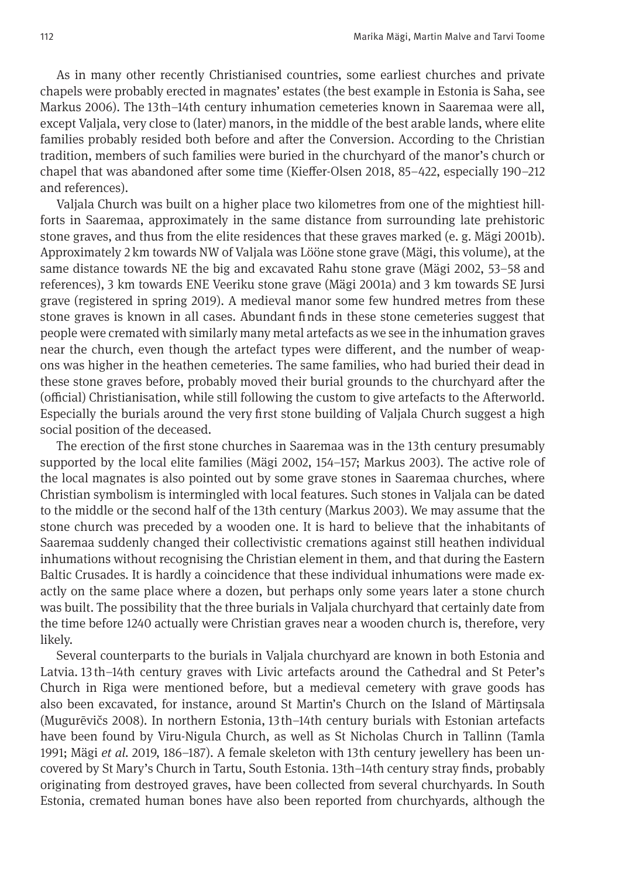As in many other recently Christianised countries, some earliest churches and private chapels were probably erected in magnates' estates (the best example in Estonia is Saha, see Markus 2006). The 13th–14th century inhumation cemeteries known in Saaremaa were all, except Valjala, very close to (later) manors, in the middle of the best arable lands, where elite families probably resided both before and after the Conversion. According to the Christian tradition, members of such families were buried in the churchyard of the manor's church or chapel that was abandoned after some time (Kieffer-Olsen 2018, 85–422, especially 190–212 and references).

Valjala Church was built on a higher place two kilometres from one of the mightiest hillforts in Saaremaa, approximately in the same distance from surrounding late prehistoric stone graves, and thus from the elite residences that these graves marked (e. g. Mägi 2001b). Approximately 2 km towards NW of Valjala was Lööne stone grave (Mägi, this volume), at the same distance towards NE the big and excavated Rahu stone grave (Mägi 2002, 53–58 and references), 3 km towards ENE Veeriku stone grave (Mägi 2001a) and 3 km towards SE Jursi grave (registered in spring 2019). A medieval manor some few hundred metres from these stone graves is known in all cases. Abundant finds in these stone cemeteries suggest that people were cremated with similarly many metal artefacts as we see in the inhumation graves near the church, even though the artefact types were different, and the number of weapons was higher in the heathen cemeteries. The same families, who had buried their dead in these stone graves before, probably moved their burial grounds to the churchyard after the (official) Christianisation, while still following the custom to give artefacts to the Afterworld. Especially the burials around the very first stone building of Valjala Church suggest a high social position of the deceased.

The erection of the first stone churches in Saaremaa was in the 13th century presumably supported by the local elite families (Mägi 2002, 154–157; Markus 2003). The active role of the local magnates is also pointed out by some grave stones in Saaremaa churches, where Christian symbolism is intermingled with local features. Such stones in Valjala can be dated to the middle or the second half of the 13th century (Markus 2003). We may assume that the stone church was preceded by a wooden one. It is hard to believe that the inhabitants of Saaremaa suddenly changed their collectivistic cremations against still heathen individual inhumations without recognising the Christian element in them, and that during the Eastern Baltic Crusades. It is hardly a coincidence that these individual inhumations were made exactly on the same place where a dozen, but perhaps only some years later a stone church was built. The possibility that the three burials in Valjala churchyard that certainly date from the time before 1240 actually were Christian graves near a wooden church is, therefore, very likely.

Several counterparts to the burials in Valjala churchyard are known in both Estonia and Latvia. 13th–14th century graves with Livic artefacts around the Cathedral and St Peter's Church in Riga were mentioned before, but a medieval cemetery with grave goods has also been excavated, for instance, around St Martin's Church on the Island of Mārtiņsala (Mugurēvičs 2008). In northern Estonia, 13th–14th century burials with Estonian artefacts have been found by Viru-Nigula Church, as well as St Nicholas Church in Tallinn (Tamla 1991; Mägi *et al.* 2019, 186–187). A female skeleton with 13th century jewellery has been uncovered by St Mary's Church in Tartu, South Estonia. 13th–14th century stray finds, probably originating from destroyed graves, have been collected from several churchyards. In South Estonia, cremated human bones have also been reported from churchyards, although the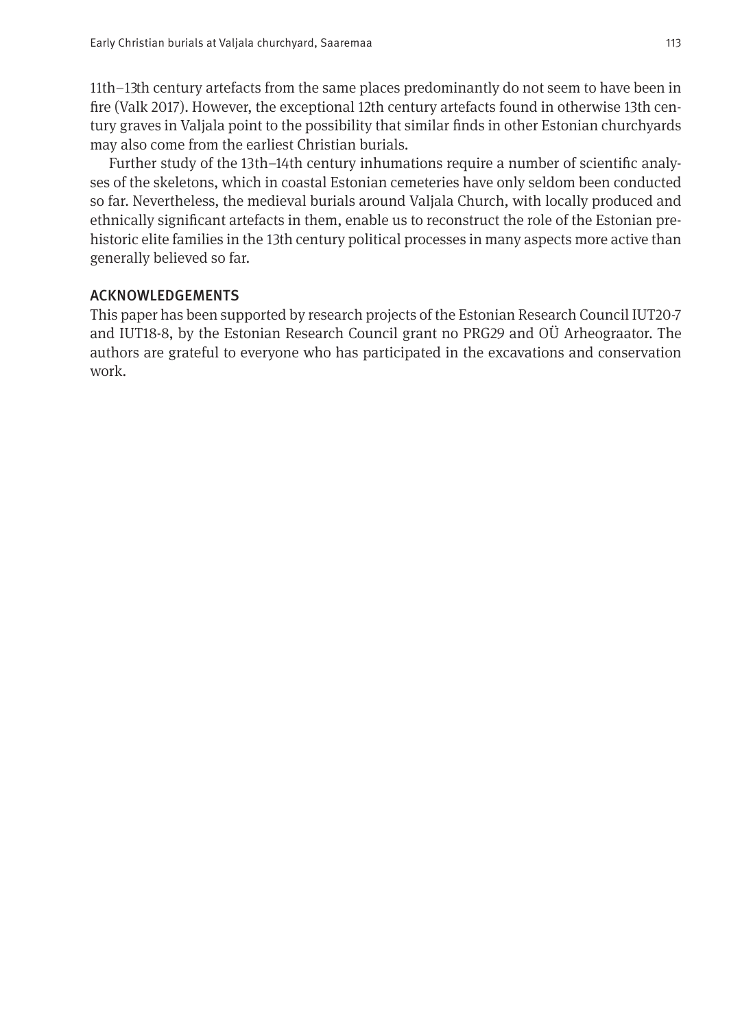11th–13th century artefacts from the same places predominantly do not seem to have been in fire (Valk 2017). However, the exceptional 12th century artefacts found in otherwise 13th century graves in Valjala point to the possibility that similar finds in other Estonian churchyards may also come from the earliest Christian burials.

Further study of the 13th–14th century inhumations require a number of scientific analyses of the skeletons, which in coastal Estonian cemeteries have only seldom been conducted so far. Nevertheless, the medieval burials around Valjala Church, with locally produced and ethnically significant artefacts in them, enable us to reconstruct the role of the Estonian prehistoric elite families in the 13th century political processes in many aspects more active than generally believed so far.

## ACKNOWLEDGEMENTS

This paper has been supported by research projects of the Estonian Research Council IUT20-7 and IUT18-8, by the Estonian Research Council grant no PRG29 and OÜ Arheograator. The authors are grateful to everyone who has participated in the excavations and conservation work.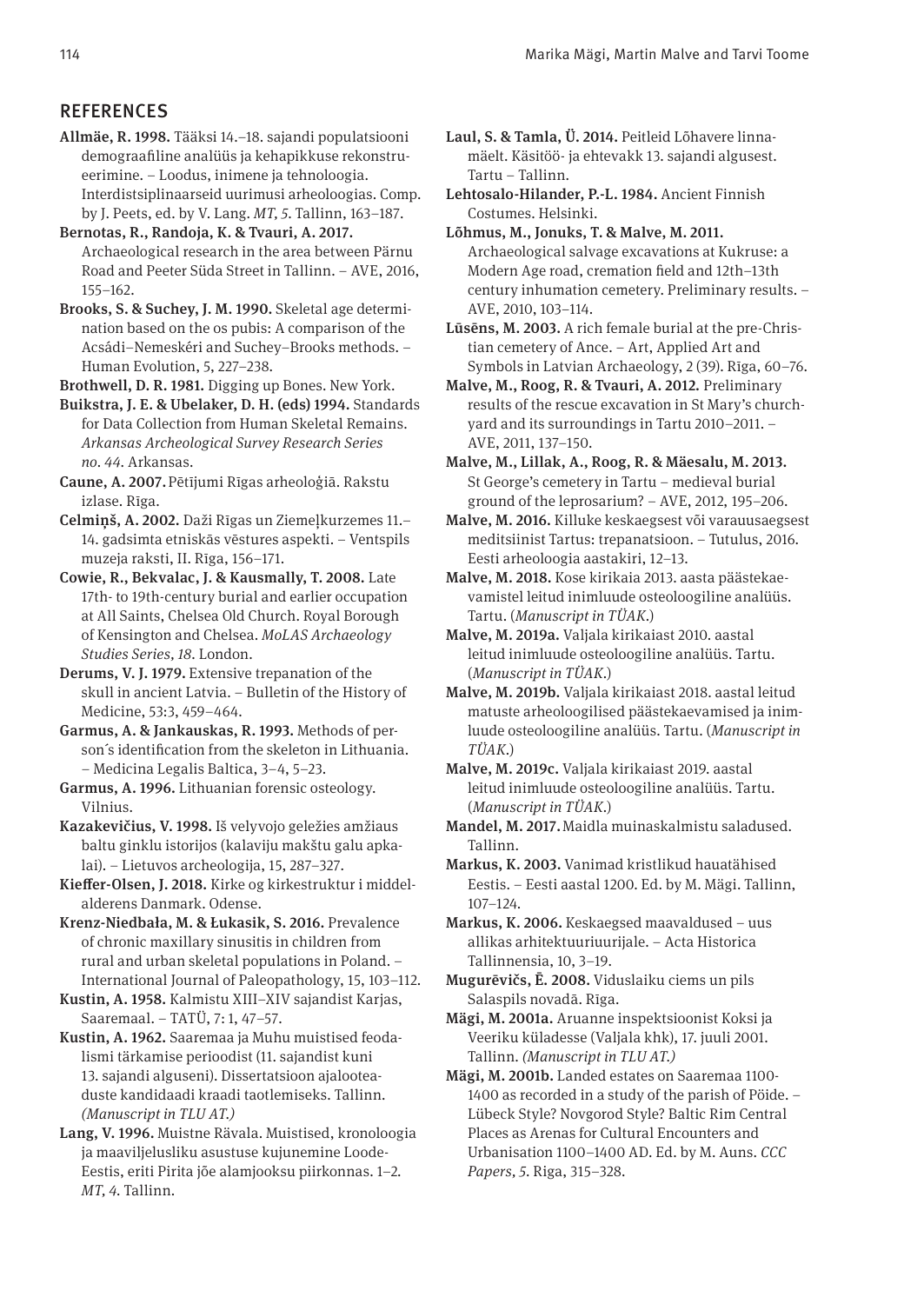## REFERENCES

**Allmäe, R. 1998.** Tääksi 14.–18. sajandi populatsiooni demograafiline analüüs ja kehapikkuse rekonstrueerimine. – Loodus, inimene ja tehnoloogia. Interdistsiplinaarseid uurimusi arheoloogias. Comp. by J. Peets, ed. by V. Lang. *MT, 5.* Tallinn, 163–187.

**Bernotas, R., Randoja, K. & Tvauri, A. 2017.** Archaeological research in the area between Pärnu Road and Peeter Süda Street in Tallinn. – AVE, 2016, 155–162.

**Brooks, S. & Suchey, J. M. 1990.** Skeletal age determination based on the os pubis: A comparison of the Acsádi–Nemeskéri and Suchey–Brooks methods. – Human Evolution, 5, 227–238.

**Brothwell, D. R. 1981.** Digging up Bones. New York.

**Buikstra, J. E. & Ubelaker, D. H. (eds) 1994.** Standards for Data Collection from Human Skeletal Remains. *Arkansas Archeological Survey Research Series no. 44.* Arkansas.

**Caune, A. 2007.** Pētījumi Rīgas arheoloģiā. Rakstu izlase. Rīga.

**Celmiņš, A. 2002.** Daži Rīgas un Ziemeļkurzemes 11.–14. gadsimta etniskās vēstures aspekti. – Ventspils muzeja raksti, II. Rīga, 156–171.

**Cowie, R., Bekvalac, J. & Kausmally, T. 2008.** Late 17th- to 19th-century burial and earlier occupation at All Saints, Chelsea Old Church. Royal Borough of Kensington and Chelsea. *MoLAS Archaeology Studies Series, 18.* London.

**Derums, V. J. 1979.** Extensive trepanation of the skull in ancient Latvia. – Bulletin of the History of Medicine, 53:3, 459–464.

**Garmus, A. & Jankauskas, R. 1993.** Methods of person´s identification from the skeleton in Lithuania. – Medicina Legalis Baltica, 3–4, 5–23.

**Garmus, A. 1996.** Lithuanian forensic osteology. Vilnius.

**Kazakevičius, V. 1998.** Iš velyvojo geležies amžiaus baltu ginklu istorijos (kalaviju makštu galu apkalai). – Lietuvos archeologija, 15, 287–327.

**Kieffer-Olsen, J. 2018.** Kirke og kirkestruktur i middelalderens Danmark. Odense.

**Krenz-Niedbała, M. & Łukasik, S. 2016.** Prevalence of chronic maxillary sinusitis in children from rural and urban skeletal populations in Poland. – International Journal of Paleopathology, 15, 103–112.

**Kustin, A. 1958.** Kalmistu XIII–XIV sajandist Karjas, Saaremaal. – TATÜ, 7: 1, 47–57.

**Kustin, A. 1962.** Saaremaa ja Muhu muistised feodalismi tärkamise perioodist (11. sajandist kuni 13. sajandi alguseni). Dissertatsioon ajaloo­teaduste kandidaadi kraadi taotlemiseks. Tallinn. *(Manuscript in TLU AT.)*

**Lang, V. 1996.** Muistne Rävala. Muistised, kronoloogia ja maaviljelusliku asustuse kujunemine Loode-Eestis, eriti Pirita jõe alamjooksu piirkonnas. 1–2. *MT, 4.* Tallinn.

**Laul, S. & Tamla, Ü. 2014.** Peitleid Lõhavere linnamäelt. Käsitöö- ja ehtevakk 13. sajandi algusest. Tartu – Tallinn.

**Lehtosalo-Hilander, P.-L. 1984.** Ancient Finnish Costumes. Helsinki.

**Lõhmus, M., Jonuks, T. & Malve, M. 2011.** Archaeological salvage excavations at Kukruse: a Modern Age road, cremation field and 12th–13th century inhumation cemetery. Preliminary results. – AVE, 2010, 103–114.

**Lūsēns, M. 2003.** A rich female burial at the pre-Christian cemetery of Ance. – Art, Applied Art and Symbols in Latvian Archaeology, 2 (39). Rīga, 60–76.

**Malve, M., Roog, R. & Tvauri, A. 2012.** Preliminary results of the rescue excavation in St Mary's churchyard and its surroundings in Tartu 2010–2011. – AVE, 2011, 137–150.

**Malve, M., Lillak, A., Roog, R. & Mäesalu, M. 2013.** St George's cemetery in Tartu – medieval burial ground of the leprosarium? – AVE, 2012, 195–206.

**Malve, M. 2016.** Killuke keskaegsest või varauusaegsest meditsiinist Tartus: trepanatsioon. – Tutulus, 2016. Eesti arheoloogia aastakiri, 12–13.

**Malve, M. 2018.** Kose kirikaia 2013. aasta päästekaevamistel leitud inimluude osteoloogiline analüüs. Tartu. (*Manuscript in TÜAK.*)

**Malve, M. 2019a.** Valjala kirikaiast 2010. aastal leitud inimluude osteoloogiline analüüs. Tartu. (*Manuscript in TÜAK.*)

**Malve, M. 2019b.** Valjala kirikaiast 2018. aastal leitud matuste arheoloogilised päästekaevamised ja inimluude osteoloogiline analüüs. Tartu. (*Manuscript in TÜAK.*)

**Malve, M. 2019c.** Valjala kirikaiast 2019. aastal leitud inimluude osteoloogiline analüüs. Tartu. (*Manuscript in TÜAK.*)

**Mandel, M. 2017.** Maidla muinaskalmistu saladused. Tallinn.

**Markus, K. 2003.** Vanimad kristlikud hauatähised Eestis. – Eesti aastal 1200. Ed. by M. Mägi. Tallinn, 107–124.

**Markus, K. 2006.** Keskaegsed maavaldused – uus allikas arhitektuuriuurijale. – Acta Historica Tallinnensia, 10, 3–19.

**Mugurēvičs, Ē. 2008.** Viduslaiku ciems un pils Salaspils novadā. Rīga.

**Mägi, M. 2001a.** Aruanne inspektsioonist Koksi ja Veeriku küladesse (Valjala khk), 17. juuli 2001. Tallinn. *(Manuscript in TLU AT.)*

**Mägi, M. 2001b.** Landed estates on Saaremaa 1100-1400 as recorded in a study of the parish of Pöide. – Lübeck Style? Novgorod Style? Baltic Rim Central Places as Arenas for Cultural Encounters and Urbanisation 1100–1400 AD. Ed. by M. Auns. *CCC Papers, 5.* Riga, 315–328.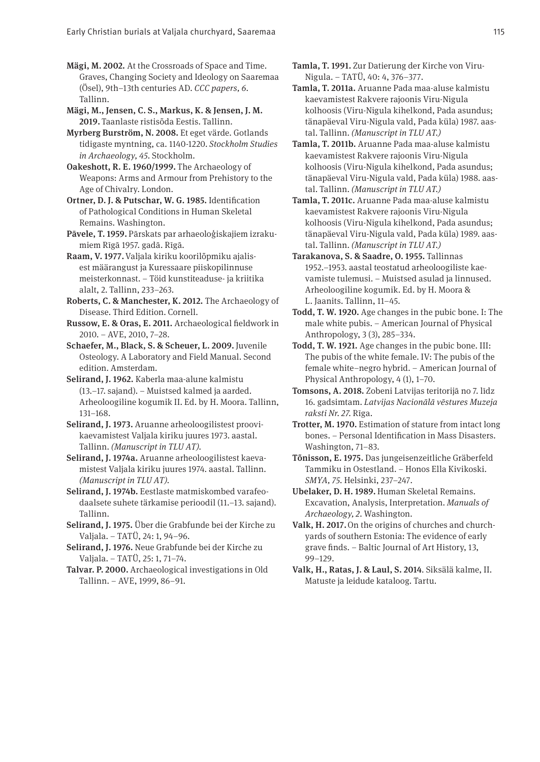**Mägi, M. 2002.** At the Crossroads of Space and Time. Graves, Changing Society and Ideology on Saaremaa (Ösel), 9th–13th centuries AD. *CCC papers, 6*. Tallinn.

**Mägi, M., Jensen, C. S., Markus, K. & Jensen, J. M. 2019.** Taanlaste ristisõda Eestis. Tallinn.

**Myrberg Burström, N. 2008.** Et eget värde. Gotlands tidigaste myntning, ca. 1140-1220. *Stockholm Studies in Archaeology, 45*. Stockholm.

**Oakeshott, R. E. 1960/1999.** The Archaeology of Weapons: Arms and Armour from Prehistory to the Age of Chivalry. London.

**Ortner, D. J. & Putschar, W. G. 1985.** Identification of Pathological Conditions in Human Skeletal Remains. Washington.

**Pāvele, T. 1959.** Pārskats par arhaeoloģiskajiem izrakumiem Rīgā 1957. gadā. Rīgā.

**Raam, V. 1977.** Valjala kiriku koorilõpmiku ajalisest määrangust ja Kuressaare piiskopilinnuse meisterkonnast. – Töid kunstiteaduse- ja kriitika alalt, 2. Tallinn, 233–263.

**Roberts, C. & Manchester, K. 2012.** The Archaeology of Disease. Third Edition. Cornell.

**Russow, E. & Oras, E. 2011.** Archaeological fieldwork in 2010. – AVE, 2010, 7–28.

**Schaefer, M., Black, S. & Scheuer, L. 2009.** Juvenile Osteology. A Laboratory and Field Manual. Second edition. Amsterdam.

**Selirand, J. 1962.** Kaberla maa-alune kalmistu (13.–17. sajand). – Muistsed kalmed ja aarded. Arheoloogiline kogumik II. Ed. by H. Moora. Tallinn, 131–168.

**Selirand, J. 1973.** Aruanne arheoloogilistest proovikaevamistest Valjala kiriku juures 1973. aastal. Tallinn. *(Manuscript in TLU AT).*

**Selirand, J. 1974a.** Aruanne arheoloogilistest kaevamistest Valjala kiriku juures 1974. aastal. Tallinn. *(Manuscript in TLU AT).*

**Selirand, J. 1974b.** Eestlaste matmiskombed varafeodaalsete suhete tärkamise perioodil (11.–13. sajand). Tallinn.

**Selirand, J. 1975.** Über die Grabfunde bei der Kirche zu Valjala. – TATÜ, 24: 1, 94–96.

**Selirand, J. 1976.** Neue Grabfunde bei der Kirche zu Valjala. – TATÜ, 25: 1, 71–74.

**Talvar. P. 2000.** Archaeological investigations in Old Tallinn. – AVE, 1999, 86–91.

**Tamla, T. 1991.** Zur Datierung der Kirche von Viru-Nigula. – TATÜ, 40: 4, 376–377.

**Tamla, T. 2011a.** Aruanne Pada maa-aluse kalmistu kaevamistest Rakvere rajoonis Viru-Nigula kolhoosis (Viru-Nigula kihelkond, Pada asundus; tänapäeval Viru-Nigula vald, Pada küla) 1987. aastal. Tallinn. *(Manuscript in TLU AT.)*

**Tamla, T. 2011b.** Aruanne Pada maa-aluse kalmistu kaevamistest Rakvere rajoonis Viru-Nigula kolhoosis (Viru-Nigula kihelkond, Pada asundus; tänapäeval Viru-Nigula vald, Pada küla) 1988. aastal. Tallinn. *(Manuscript in TLU AT.)*

**Tamla, T. 2011c.** Aruanne Pada maa-aluse kalmistu kaevamistest Rakvere rajoonis Viru-Nigula kolhoosis (Viru-Nigula kihelkond, Pada asundus; tänapäeval Viru-Nigula vald, Pada küla) 1989. aastal. Tallinn. *(Manuscript in TLU AT.)*

**Tarakanova, S. & Saadre, O. 1955.** Tallinnas 1952.–1953. aastal teostatud arheoloogiliste kaevamiste tulemusi. – Muistsed asulad ja linnused. Arheoloogiline kogumik. Ed. by H. Moora & L. Jaanits. Tallinn, 11–45.

**Todd, T. W. 1920.** Age changes in the pubic bone. I: The male white pubis. – American Journal of Physical Anthropology, 3 (3), 285–334.

**Todd, T. W. 1921.** Age changes in the pubic bone. III: The pubis of the white female. IV: The pubis of the female white–negro hybrid. – American Journal of Physical Anthropology, 4 (1), 1–70.

**Tomsons, A. 2018.** Zobeni Latvijas teritorijā no 7. līdz 16. gadsimtam. *Latvijas Nacionālā vēstures Muzeja raksti Nr. 27.* Rīga.

**Trotter, M. 1970.** Estimation of stature from intact long bones. – Personal Identification in Mass Disasters. Washington, 71–83.

**Tõnisson, E. 1975.** Das jungeisenzeitliche Gräberfeld Tammiku in Ostestland. – Honos Ella Kivikoski. *SMYA, 75*. Helsinki, 237–247.

**Ubelaker, D. H. 1989.** Human Skeletal Remains. Excavation, Analysis, Interpretation. *Manuals of Archaeology, 2*. Washington.

**Valk, H. 2017.** On the origins of churches and churchyards of southern Estonia: The evidence of early grave finds. – Baltic Journal of Art History, 13, 99–129.

**Valk, H., Ratas, J. & Laul, S. 2014.** Siksälä kalme, II. Matuste ja leidude kataloog. Tartu.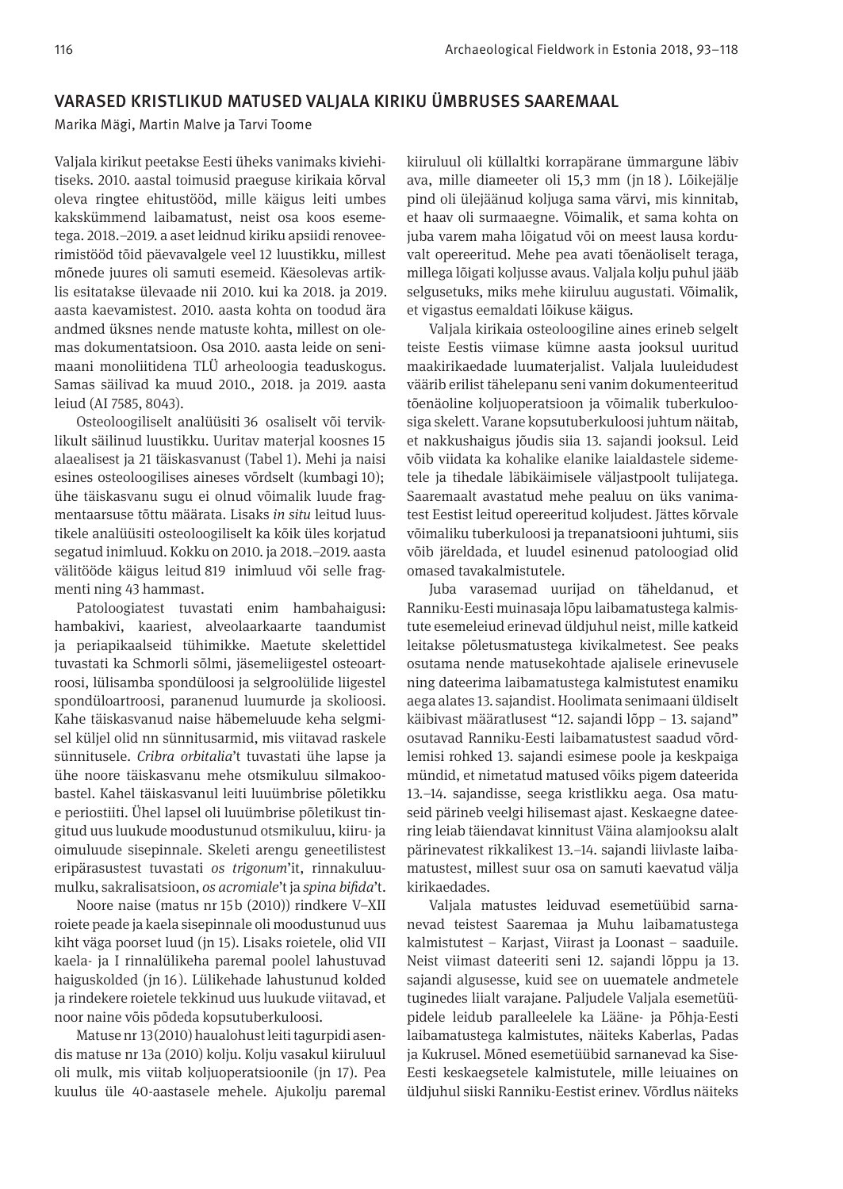## VARASED KRISTLIKUD MATUSED VALJALA KIRIKU ÜMBRUSES SAAREMAAL

Marika Mägi, Martin Malve ja Tarvi Toome

Valjala kirikut peetakse Eesti üheks vanimaks kivihitiseks. 2010. aastal toimusid praeguse kirikaia kõrval oleva ringtee ehitustööd, mille käigus leiti umbes kakskümmend laibamatust, neist osa koos esemetega. 2018.–2019. a aset leidnud kiriku apsiidi renoveerimistööd tõid päevavalgele veel 12 luustikku, millest mõnede juures oli samuti esemeid. Käesolevas artiklis esitatakse ülevaade nii 2010. kui ka 2018. ja 2019. aasta kaevamistest. 2010. aasta kohta on toodud ära andmed üksnes nende matuste kohta, millest on olemas dokumentatsioon. Osa 2010. aasta leide on senimaani monoliitidena TLÜ arheoloogia teaduskogus. Samas säilivad ka muud 2010., 2018. ja 2019. aasta leiud (AI 7585, 8043).

Osteoloogiliselt analüüsiti 36 osaliselt või terviklikult säilinud luustikku. Uuritav materjal koosnes 15 alaealisest ja 21 täiskasvanust (Tabel 1). Mehi ja naisi esines osteoloogilises aineses võrdselt (kumbagi 10); ühe täiskasvanu sugu ei olnud võimalik luude fragmentaarsuse tõttu määrata. Lisaks *in situ* leitud luustikele analüüsiti osteoloogiliselt ka kõik üles korjatud segatud inimluud. Kokku on 2010. ja 2018.–2019. aasta välitööde käigus leitud 819 inimluud või selle fragmenti ning 43 hammast.

Patoloogiatest tuvastati enim hambahaigusi: hambakivi, kaariest, alveolaarkaarte taandumist ja periapikaalseid tühimikke. Maetute skelettidel tuvastati ka Schmorli sõlmi, jäsemeliigestel osteoartroosi, lülisamba spondüloosi ja selgroolülide liigestel spondüloartroosi, paranenud luumurde ja skolioosi. Kahe täiskasvanud naise häbemeluude keha selgmisel küljel olid nn sünnitusarmid, mis viitavad raskele sünnitusele. *Cribra orbitalia*'t tuvastati ühe lapse ja ühe noore täiskasvanu mehe otsmikuluu silmakoobastel. Kahel täiskasvanul leiti luuümbrise põletikku e periostiiti. Ühel lapsel oli luuümbrise põletikust tingitud uus luukude moodustunud otsmikuluu, kiiru- ja oimuluude sisepinnale. Skeleti arengu geneetilistest eripärasustest tuvastati *os trigonum*'it, rinnakuluumulku, sakralisatsioon, *os acromiale*'t ja *spina bifida*'t.

Noore naise (matus nr 15b (2010)) rindkere V–XII roiete peade ja kaela sisepinnale oli moodustunud uus kiht väga poorset luud (jn 15). Lisaks roietele, olid VII kaela- ja I rinnalülikeha paremal poolel lahustuvad haiguskolded (jn 16). Lülikehade lahustunud kolded ja rindekere roietele tekkinud uus luukude viitavad, et noor naine võis põdeda kopsutuberkuloosi.

Matuse nr 13 (2010) haualohust leiti tagurpidi asendis matuse nr 13a (2010) kolju. Kolju vasakul kiiruluul oli mulk, mis viitab koljuoperatsioonile (jn 17). Pea kuulus üle 40-aastasele mehele. Ajukolju paremal kiiruluul oli küllaltki korrapärane ümmargune läbiv ava, mille diameeter oli 15,3 mm (jn 18). Lõikejälje pind oli ülejäänud koljuga sama värvi, mis kinnitab, et haav oli surmaaegne. Võimalik, et sama kohta on juba varem maha lõigatud või on meest lausa korduvalt opereeritud. Mehe pea avati tõenäoliselt teraga, millega lõigati koljusse avaus. Valjala kolju puhul jääb selgusetuks, miks mehe kiiruluu augustati. Võimalik, et vigastus eemaldati lõikuse käigus.

Valjala kirikaia osteoloogiline aines erineb selgelt teiste Eestis viimase kümne aasta jooksul uuritud maakirikaedade luumaterjalist. Valjala luuleidudest väärib erilist tähelepanu seni vanim dokumenteeritud tõenäoline koljuoperatsioon ja võimalik tuberkuloosiga skelett. Varane kopsutuberkuloosi juhtum näitab, et nakkushaigus jõudis siia 13. sajandi jooksul. Leid võib viidata ka kohalike elanike laialdastele sidemetele ja tihedale läbikäimisele väljastpoolt tulijatega. Saaremaalt avastatud mehe pealuu on üks vanimatest Eestist leitud opereeritud koljudest. Jättes kõrvale võimaliku tuberkuloosi ja trepanatsiooni juhtumi, siis võib järeldada, et luudel esinenud patoloogiad olid omased tavakalmistutele.

Juba varasemad uurijad on täheldanud, et Ranniku-Eesti muinasaja lõpu laibamatustega kalmistute esemeleiud erinevad üldjuhul neist, mille katkeid leitakse põletusmatustega kivikalmetest. See peaks osutama nende matusekohtade ajalisele erinevusele ning dateerima laibamatustega kalmistutest enamiku aega alates 13. sajandist. Hoolimata senimaani üldiselt käibivast määratlusest "12. sajandi lõpp – 13. sajand" osutavad Ranniku-Eesti laibamatustest saadud võrdlemisi rohked 13. sajandi esimese poole ja keskpaiga mündid, et nimetatud matused võiks pigem dateerida 13.–14. sajandisse, seega kristlikku aega. Osa matuseid pärineb veelgi hilisemast ajast. Keskaegne dateering leiab täiendavat kinnitust Väina alamjooksu alalt pärinevatest rikkalikest 13.–14. sajandi liivlaste laibamatustest, millest suur osa on samuti kaevatud välja kirikaedades.

Valjala matustes leiduvad esemetüübid sarnanevad teistest Saaremaa ja Muhu laibamatustega kalmistutest – Karjast, Viirast ja Loonast – saaduile. Neist viimast dateeriti seni 12. sajandi lõppu ja 13. sajandi algusesse, kuid see on uuematele andmetele tuginedes liialt varajane. Paljudele Valjala esemetüüpidele leidub paralleelele ka Lääne- ja Põhja-Eesti laibamatustega kalmistutes, näiteks Kaberlas, Padas ja Kukrusel. Mõned esemetüübid sarnanevad ka Sise-Eesti keskaegsetele kalmistutele, mille leiuaines on üldjuhul siiski Ranniku-Eestist erinev. Võrdlus näiteks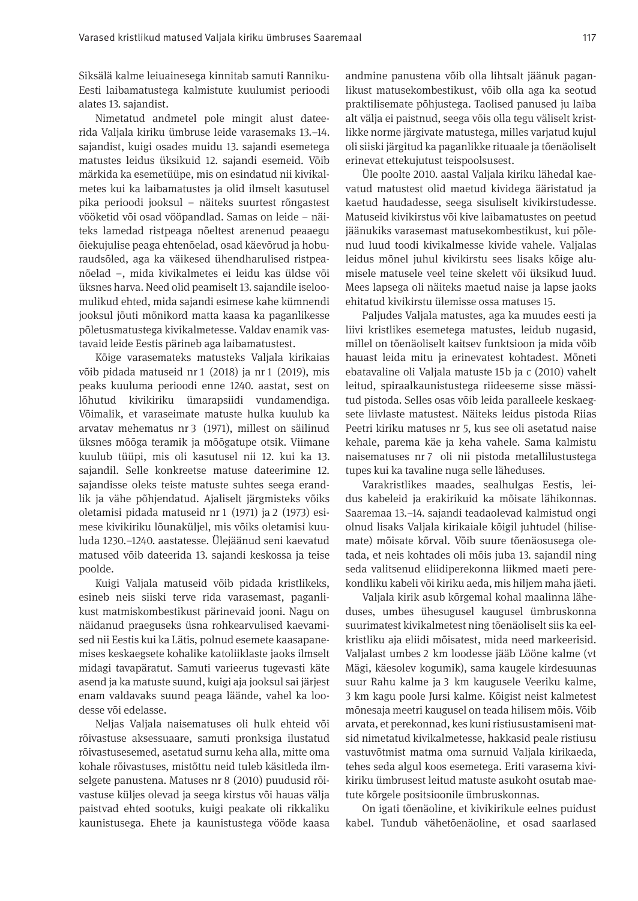Siksälä kalme leiuainesega kinnitab samuti Ranniku-Eesti laibamatustega kalmistute kuulumist perioodi alates 13. sajandist.

Nimetatud andmetel pole mingit alust dateerida Valjala kiriku ümbruse leide varasemaks 13.–14. sajandist, kuigi osades muidu 13. sajandi esemetega matustes leidus üksikuid 12. sajandi esemeid. Võib märkida ka esemetüüpe, mis on esindatud nii kivikalmetes kui ka laibamatustes ja olid ilmselt kasutusel pika perioodi jooksul – näiteks suurtest rõngastest vööketid või osad vööpandlad. Samas on leide – näiteks lamedad ristpeaga nõeltest arenenud peaaegu õiekujulise peaga ehtenõelad, osad käevõrud ja hoburaudsõled, aga ka väikesed ühendharulised ristpeanõelad –, mida kivikalmetes ei leidu kas üldse või üksnes harva. Need olid peamiselt 13. sajandile iseloomulikud ehted, mida sajandi esimese kahe kümnendi jooksul jõuti mõnikord matta kaasa ka paganlikesse põletusmatustega kivikalmetesse. Valdav enamik vastavaid leide Eestis pärineb aga laibamatustest.

Kõige varasemateks matusteks Valjala kirikaias võib pidada matuseid nr 1 (2018) ja nr 1 (2019), mis peaks kuuluma perioodi enne 1240. aastat, sest on lõhutud kivikiriku ümarapsiidi vundamendiga. Võimalik, et varaseimate matuste hulka kuulub ka arvatav mehematus nr 3 (1971), millest on säilinud üksnes mõõga teramik ja mõõgatupe otsik. Viimane kuulub tüüpi, mis oli kasutusel nii 12. kui ka 13. sajandil. Selle konkreetse matuse dateerimine 12. sajandisse oleks teiste matuste suhtes seega erandlik ja vähe põhjendatud. Ajaliselt järgmisteks võiks oletamisi pidada matuseid nr 1 (1971) ja 2 (1973) esimese kivikiriku lõunaküljel, mis võiks oletamisi kuuluda 1230.–1240. aastatesse. Ülejäänud seni kaevatud matused võib dateerida 13. sajandi keskossa ja teise poolde.

Kuigi Valjala matuseid võib pidada kristlikeks, esineb neis siiski terve rida varasemast, paganlikust matmiskombestikust pärinevaid jooni. Nagu on näidanud praeguseks üsna rohkearvulised kaevamised nii Eestis kui ka Lätis, polnud esemete kaasapanemises keskaegsete kohalike katoliiklaste jaoks ilmselt midagi tavapäratut. Samuti varieerus tugevasti käte asend ja ka matuste suund, kuigi aja jooksul sai järjest enam valdavaks suund peaga läände, vahel ka loodesse või edelasse.

Neljas Valjala naisematuses oli hulk ehteid või rõivastuse aksessuaare, samuti pronksiga ilustatud rõivastusesemed, asetatud surnu keha alla, mitte oma kohale rõivastuses, mistõttu neid tuleb käsitleda ilmselgete panustena. Matuses nr 8 (2010) puudusid rõivastuse küljes olevad ja seega kirstus või hauas välja paistvad ehted sootuks, kuigi peakate oli rikkaliku kaunistusega. Ehete ja kaunistustega vööde kaasa andmine panustena võib olla lihtsalt jäänuk paganlikust matusekombestikust, võib olla aga ka seotud praktilisemate põhjustega. Taolised panused ju laiba alt välja ei paistnud, seega võis olla tegu väliselt kristlikke norme järgivate matustega, milles varjatud kujul oli siiski järgitud ka paganlikke rituaale ja tõenäoliselt erinevat ettekujutust teispoolsusest.

Üle poolte 2010. aastal Valjala kiriku lähedal kaevatud matustest olid maetud kividega ääristatud ja kaetud haudadesse, seega sisuliselt kivikirstudesse. Matuseid kivikirstus või kive laibamatustes on peetud jäänukiks varasemast matusekombestikust, kui põlenud luud toodi kivikalmesse kivide vahele. Valjalas leidus mõnel juhul kivikirstu sees lisaks kõige alumisele matusele veel teine skelett või üksikud luud. Mees lapsega oli näiteks maetud naise ja lapse jaoks ehitatud kivikirstu ülemisse ossa matuses 15.

Paljudes Valjala matustes, aga ka muudes eesti ja liivi kristlikes esemetega matustes, leidub nugasid, millel on tõenäoliselt kaitsev funktsioon ja mida võib hauast leida mitu ja erinevatest kohtadest. Mõneti ebatavaline oli Valjala matuste 15b ja c (2010) vahelt leitud, spiraalkaunistustega riideeseme sisse mässitud pistoda. Selles osas võib leida paralleele keskaegsete liivlaste matustest. Näiteks leidus pistoda Riias Peetri kiriku matuses nr 5, kus see oli asetatud naise kehale, parema käe ja keha vahele. Sama kalmistu naisematuses nr 7 oli nii pistoda metallilustustega tupes kui ka tavaline nuga selle läheduses.

Varakristlikes maades, sealhulgas Eestis, leidus kabeleid ja erakirikuid ka mõisate lähikonnas. Saaremaa 13.–14. sajandi teadaolevad kalmistud ongi olnud lisaks Valjala kirikaiale kõigil juhtudel (hilisemate) mõisate kõrval. Võib suure tõenäosusega oletada, et neis kohtades oli mõis juba 13. sajandil ning seda valitsenud eliidiperekonna liikmed maeti perekondliku kabeli või kiriku aeda, mis hiljem maha jäeti.

Valjala kirik asub kõrgemal kohal maalinna läheduses, umbes ühesugusel kaugusel ümbruskonna suurimatest kivikalmetest ning tõenäoliselt siis ka eelkristliku aja eliidi mõisatest, mida need markeerisid. Valjalast umbes 2 km loodesse jääb Lööne kalme (vt Mägi, käesolev kogumik), sama kaugele kirdesuunas suur Rahu kalme ja 3 km kaugusele Veeriku kalme, 3 km kagu poole Jursi kalme. Kõigist neist kalmetest mõnesaja meetri kaugusel on teada hilisem mõis. Võib arvata, et perekonnad, kes kuni ristiusustamiseni matsid nimetatud kivikalmetesse, hakkasid peale ristiusu vastuvõtmist matma oma surnuid Valjala kirikaeda, tehes seda algul koos esemetega. Eriti varasema kivikiriku ümbrusest leitud matuste asukoht osutab maetute kõrgele positsioonile ümbruskonnas.

On igati tõenäoline, et kivikirikule eelnes puidust kabel. Tundub vähetõenäoline, et osad saarlased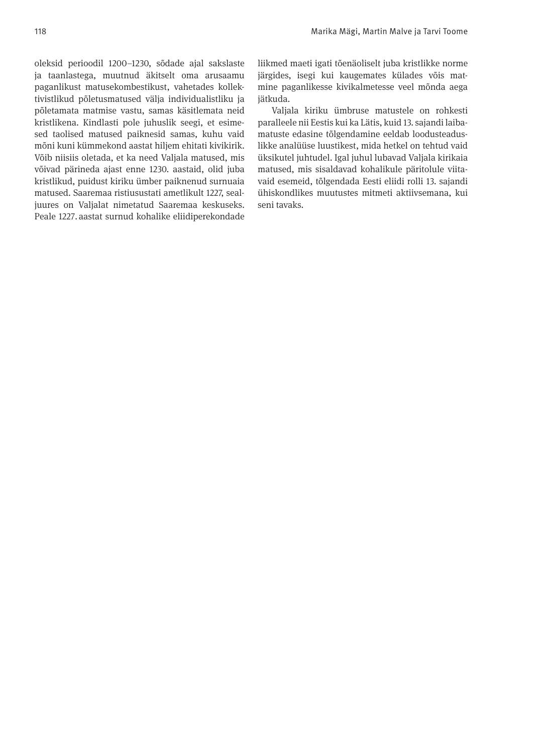oleksid perioodil 1200–1230, sõdade ajal sakslaste ja taanlastega, muutnud äkitselt oma arusaamu paganlikust matusekombestikust, vahetades kollektivistlikud põletusmatused välja individualistliku ja põletamata matmise vastu, samas käsitlemata neid kristlikena. Kindlasti pole juhuslik seegi, et esimesed taolised matused paiknesid samas, kuhu vaid mõni kuni kümmekond aastat hiljem ehitati kivikirik. Võib niisiis oletada, et ka need Valjala matused, mis võivad pärineda ajast enne 1230. aastaid, olid juba kristlikud, puidust kiriku ümber paiknenud surnuaia matused. Saaremaa ristiusustati ametlikult 1227, sealjuures on Valjalat nimetatud Saaremaa keskuseks. Peale 1227. aastat surnud kohalike eliidiperekondade liikmed maeti igati tõenäoliselt juba kristlikke norme järgides, isegi kui kaugemates külades võis matmine paganlikesse kivikalmetesse veel mõnda aega jätkuda.

Valjala kiriku ümbruse matustele on rohkesti paralleele nii Eestis kui ka Lätis, kuid 13. sajandi laibamatuste edasine tõlgendamine eeldab loodusteaduslikke analüüse luustikest, mida hetkel on tehtud vaid üksikutel juhtudel. Igal juhul lubavad Valjala kirikaia matused, mis sisaldavad kohalikule päritolule viitavaid esemeid, tõlgendada Eesti eliidi rolli 13. sajandi ühiskondlikes muutustes mitmeti aktiivsemana, kui seni tavaks.